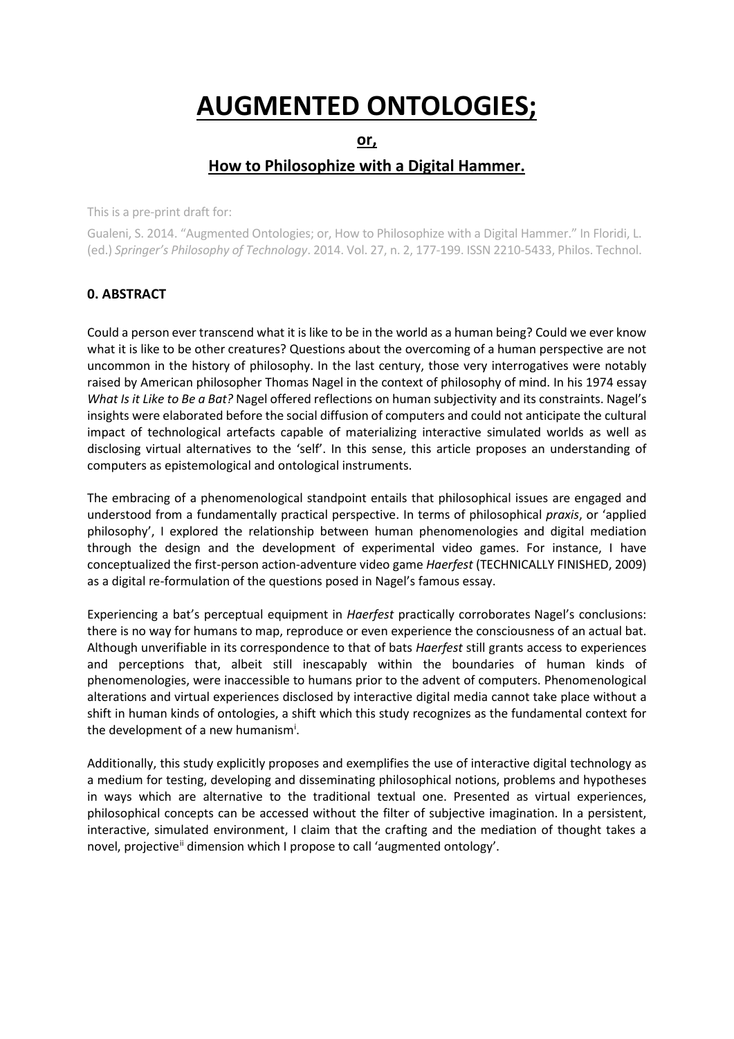# AUGMENTED ONTOLOGIES;

## or,

## How to Philosophize with a Digital Hammer.

This is a pre-print draft for:

Gualeni, S. 2014. "Augmented Ontologies; or, How to Philosophize with a Digital Hammer." In Floridi, L. (ed.) *Springer's Philosophy of Technology*. 2014. Vol. 27, n. 2, 177-199. ISSN 2210-5433, Philos. Technol.

### 0. ABSTRACT

Could a person ever transcend what it is like to be in the world as a human being? Could we ever know what it is like to be other creatures? Questions about the overcoming of a human perspective are not uncommon in the history of philosophy. In the last century, those very interrogatives were notably raised by American philosopher Thomas Nagel in the context of philosophy of mind. In his 1974 essay *What Is it Like to Be a Bat?* Nagel offered reflections on human subjectivity and its constraints. Nagel's insights were elaborated before the social diffusion of computers and could not anticipate the cultural impact of technological artefacts capable of materializing interactive simulated worlds as well as disclosing virtual alternatives to the 'self'. In this sense, this article proposes an understanding of computers as epistemological and ontological instruments.

The embracing of a phenomenological standpoint entails that philosophical issues are engaged and understood from a fundamentally practical perspective. In terms of philosophical *praxis*, or 'applied philosophy', I explored the relationship between human phenomenologies and digital mediation through the design and the development of experimental video games. For instance, I have conceptualized the first-person action-adventure video game *Haerfest* (TECHNICALLY FINISHED, 2009) as a digital re-formulation of the questions posed in Nagel's famous essay.

Experiencing a bat's perceptual equipment in *Haerfest* practically corroborates Nagel's conclusions: there is no way for humans to map, reproduce or even experience the consciousness of an actual bat. Although unverifiable in its correspondence to that of bats *Haerfest* still grants access to experiences and perceptions that, albeit still inescapably within the boundaries of human kinds of phenomenologies, were inaccessible to humans prior to the advent of computers. Phenomenological alterations and virtual experiences disclosed by interactive digital media cannot take place without a shift in human kinds of ontologies, a shift which this study recognizes as the fundamental context for the development of a new humanism[i].

Additionally, this study explicitly proposes and exemplifies the use of interactive digital technology as a medium for testing, developing and disseminating philosophical notions, problems and hypotheses in ways which are alternative to the traditional textual one. Presented as virtual experiences, philosophical concepts can be accessed without the filter of subjective imagination. In a persistent, interactive, simulated environment, I claim that the crafting and the mediation of thought takes a novel, projective[ii] dimension which I propose to call 'augmented ontology'.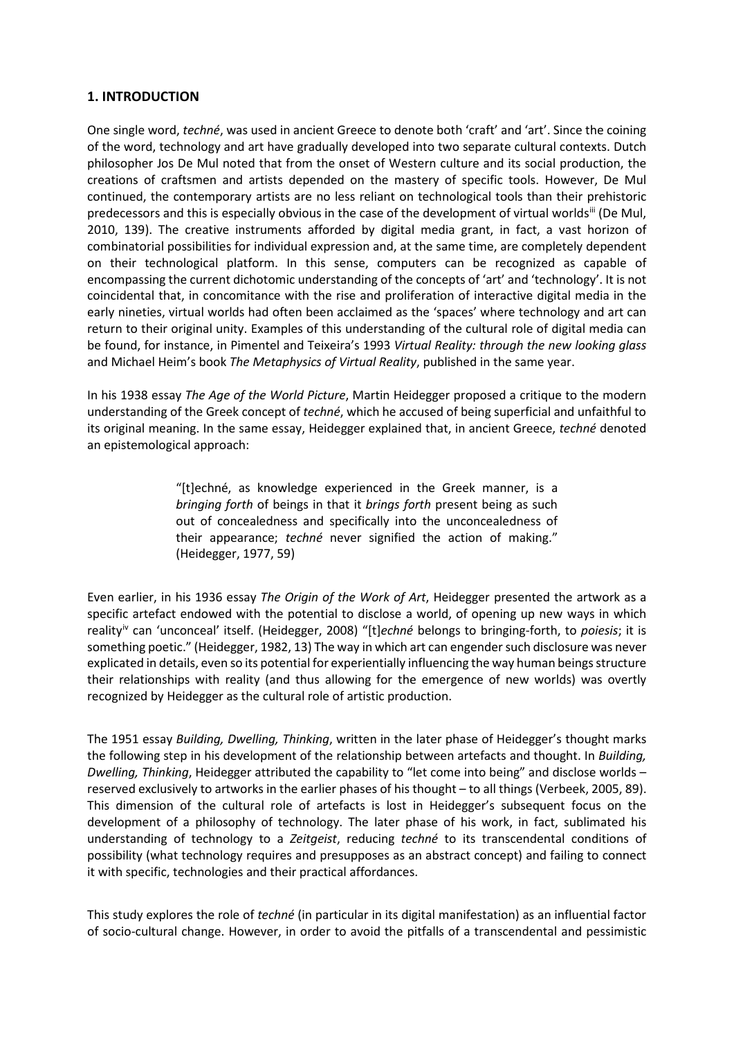## 1. INTRODUCTION

One single word, *techné*, was used in ancient Greece to denote both 'craft' and 'art'. Since the coining of the word, technology and art have gradually developed into two separate cultural contexts. Dutch philosopher Jos De Mul noted that from the onset of Western culture and its social production, the creations of craftsmen and artists depended on the mastery of specific tools. However, De Mul continued, the contemporary artists are no less reliant on technological tools than their prehistoric predecessors and this is especially obvious in the case of the development of virtual worlds[iii] (De Mul, 2010, 139). The creative instruments afforded by digital media grant, in fact, a vast horizon of combinatorial possibilities for individual expression and, at the same time, are completely dependent on their technological platform. In this sense, computers can be recognized as capable of encompassing the current dichotomic understanding of the concepts of 'art' and 'technology'. It is not coincidental that, in concomitance with the rise and proliferation of interactive digital media in the early nineties, virtual worlds had often been acclaimed as the 'spaces' where technology and art can return to their original unity. Examples of this understanding of the cultural role of digital media can be found, for instance, in Pimentel and Teixeira's 1993 *Virtual Reality: through the new looking glass* and Michael Heim's book *The Metaphysics of Virtual Reality*, published in the same year.

In his 1938 essay *The Age of the World Picture*, Martin Heidegger proposed a critique to the modern understanding of the Greek concept of *techné*, which he accused of being superficial and unfaithful to its original meaning. In the same essay, Heidegger explained that, in ancient Greece, *techné* denoted an epistemological approach:

> "[t]echné, as knowledge experienced in the Greek manner, is a *bringing forth* of beings in that it *brings forth* present being as such out of concealedness and specifically into the unconcealedness of their appearance; *techné* never signified the action of making." (Heidegger, 1977, 59)

Even earlier, in his 1936 essay *The Origin of the Work of Art*, Heidegger presented the artwork as a specific artefact endowed with the potential to disclose a world, of opening up new ways in which reality[iv] can 'unconceal' itself. (Heidegger, 2008) "[t]*echné* belongs to bringing-forth, to *poiesis*; it is something poetic." (Heidegger, 1982, 13) The way in which art can engender such disclosure was never explicated in details, even so its potential for experientially influencing the way human beings structure their relationships with reality (and thus allowing for the emergence of new worlds) was overtly recognized by Heidegger as the cultural role of artistic production.

The 1951 essay *Building, Dwelling, Thinking*, written in the later phase of Heidegger's thought marks the following step in his development of the relationship between artefacts and thought. In *Building, Dwelling, Thinking*, Heidegger attributed the capability to "let come into being" and disclose worlds – reserved exclusively to artworks in the earlier phases of his thought – to all things (Verbeek, 2005, 89). This dimension of the cultural role of artefacts is lost in Heidegger's subsequent focus on the development of a philosophy of technology. The later phase of his work, in fact, sublimated his understanding of technology to a *Zeitgeist*, reducing *techné* to its transcendental conditions of possibility (what technology requires and presupposes as an abstract concept) and failing to connect it with specific, technologies and their practical affordances.

This study explores the role of *techné* (in particular in its digital manifestation) as an influential factor of socio-cultural change. However, in order to avoid the pitfalls of a transcendental and pessimistic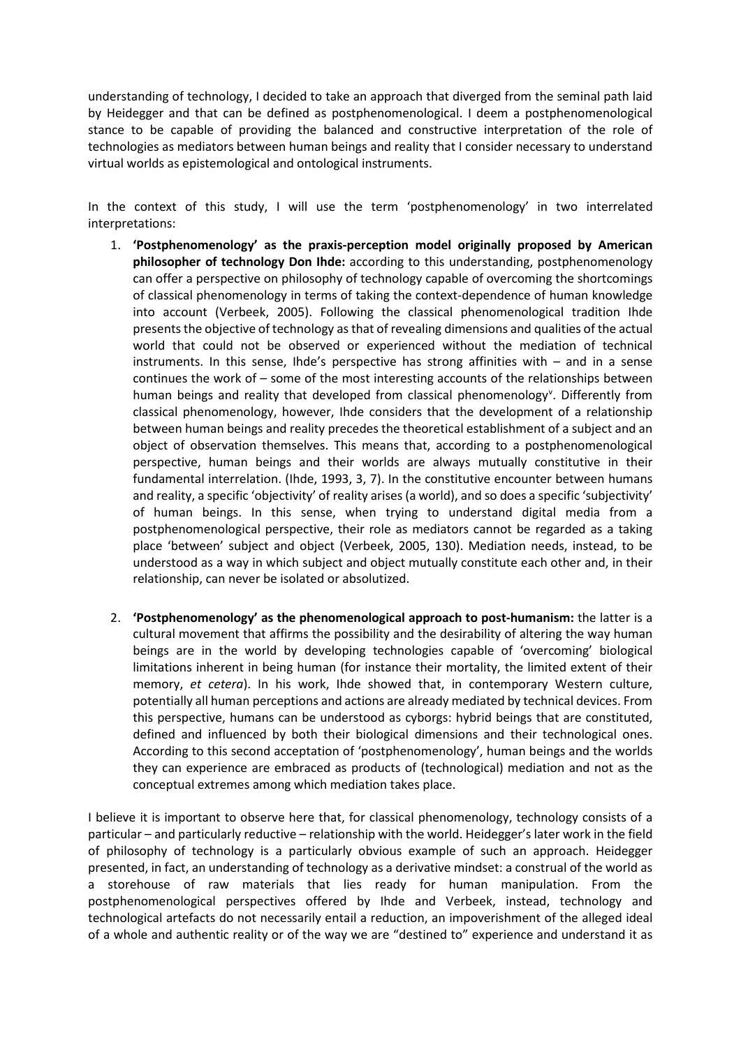understanding of technology, I decided to take an approach that diverged from the seminal path laid by Heidegger and that can be defined as postphenomenological. I deem a postphenomenological stance to be capable of providing the balanced and constructive interpretation of the role of technologies as mediators between human beings and reality that I consider necessary to understand virtual worlds as epistemological and ontological instruments.

In the context of this study, I will use the term 'postphenomenology' in two interrelated interpretations:

1. **'Postphenomenology' as the praxis-perception model originally proposed by American philosopher of technology Don Ihde:** according to this understanding, postphenomenology can offer a perspective on philosophy of technology capable of overcoming the shortcomings of classical phenomenology in terms of taking the context-dependence of human knowledge into account (Verbeek, 2005). Following the classical phenomenological tradition Ihde presents the objective of technology as that of revealing dimensions and qualities of the actual world that could not be observed or experienced without the mediation of technical instruments. In this sense, Ihde's perspective has strong affinities with – and in a sense continues the work of – some of the most interesting accounts of the relationships between human beings and reality that developed from classical phenomenology[v]. Differently from classical phenomenology, however, Ihde considers that the development of a relationship between human beings and reality precedes the theoretical establishment of a subject and an object of observation themselves. This means that, according to a postphenomenological perspective, human beings and their worlds are always mutually constitutive in their fundamental interrelation. (Ihde, 1993, 3, 7). In the constitutive encounter between humans and reality, a specific 'objectivity' of reality arises (a world), and so does a specific 'subjectivity' of human beings. In this sense, when trying to understand digital media from a postphenomenological perspective, their role as mediators cannot be regarded as a taking place 'between' subject and object (Verbeek, 2005, 130). Mediation needs, instead, to be understood as a way in which subject and object mutually constitute each other and, in their relationship, can never be isolated or absolutized.

2. **'Postphenomenology' as the phenomenological approach to post-humanism:** the latter is a cultural movement that affirms the possibility and the desirability of altering the way human beings are in the world by developing technologies capable of 'overcoming' biological limitations inherent in being human (for instance their mortality, the limited extent of their memory, *et cetera*). In his work, Ihde showed that, in contemporary Western culture, potentially all human perceptions and actions are already mediated by technical devices. From this perspective, humans can be understood as cyborgs: hybrid beings that are constituted, defined and influenced by both their biological dimensions and their technological ones. According to this second acceptation of 'postphenomenology', human beings and the worlds they can experience are embraced as products of (technological) mediation and not as the conceptual extremes among which mediation takes place.

I believe it is important to observe here that, for classical phenomenology, technology consists of a particular – and particularly reductive – relationship with the world. Heidegger's later work in the field of philosophy of technology is a particularly obvious example of such an approach. Heidegger presented, in fact, an understanding of technology as a derivative mindset: a construal of the world as a storehouse of raw materials that lies ready for human manipulation. From the postphenomenological perspectives offered by Ihde and Verbeek, instead, technology and technological artefacts do not necessarily entail a reduction, an impoverishment of the alleged ideal of a whole and authentic reality or of the way we are "destined to" experience and understand it as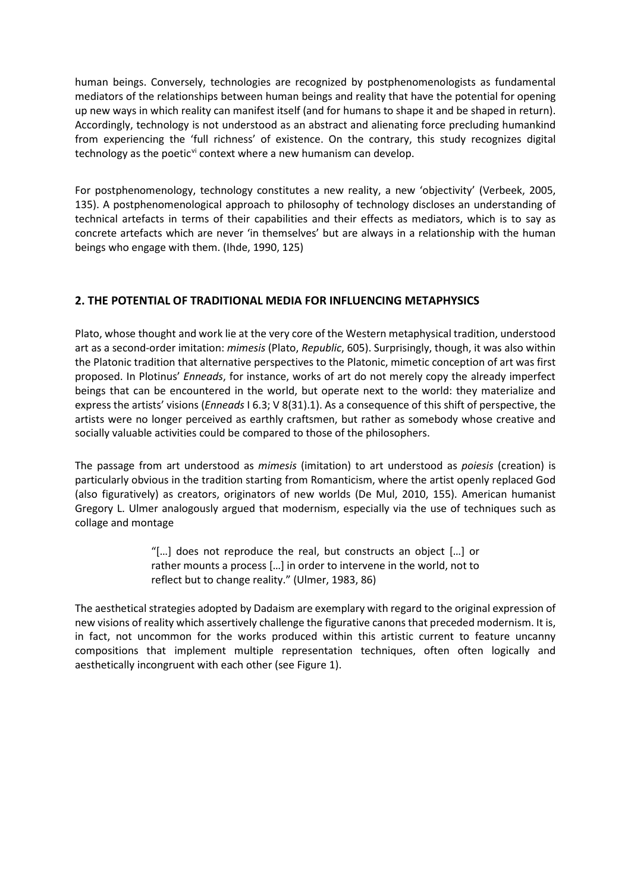human beings. Conversely, technologies are recognized by postphenomenologists as fundamental mediators of the relationships between human beings and reality that have the potential for opening up new ways in which reality can manifest itself (and for humans to shape it and be shaped in return). Accordingly, technology is not understood as an abstract and alienating force precluding humankind from experiencing the 'full richness' of existence. On the contrary, this study recognizes digital technology as the poetic[vi] context where a new humanism can develop.

For postphenomenology, technology constitutes a new reality, a new 'objectivity' (Verbeek, 2005, 135). A postphenomenological approach to philosophy of technology discloses an understanding of technical artefacts in terms of their capabilities and their effects as mediators, which is to say as concrete artefacts which are never 'in themselves' but are always in a relationship with the human beings who engage with them. (Ihde, 1990, 125)

## 2. THE POTENTIAL OF TRADITIONAL MEDIA FOR INFLUENCING METAPHYSICS

Plato, whose thought and work lie at the very core of the Western metaphysical tradition, understood art as a second-order imitation: *mimesis* (Plato, *Republic*, 605). Surprisingly, though, it was also within the Platonic tradition that alternative perspectives to the Platonic, mimetic conception of art was first proposed. In Plotinus' *Enneads*, for instance, works of art do not merely copy the already imperfect beings that can be encountered in the world, but operate next to the world: they materialize and express the artists' visions (*Enneads* I 6.3; V 8(31).1). As a consequence of this shift of perspective, the artists were no longer perceived as earthly craftsmen, but rather as somebody whose creative and socially valuable activities could be compared to those of the philosophers.

The passage from art understood as *mimesis* (imitation) to art understood as *poiesis* (creation) is particularly obvious in the tradition starting from Romanticism, where the artist openly replaced God (also figuratively) as creators, originators of new worlds (De Mul, 2010, 155). American humanist Gregory L. Ulmer analogously argued that modernism, especially via the use of techniques such as collage and montage

> "[…] does not reproduce the real, but constructs an object […] or rather mounts a process […] in order to intervene in the world, not to reflect but to change reality." (Ulmer, 1983, 86)

The aesthetical strategies adopted by Dadaism are exemplary with regard to the original expression of new visions of reality which assertively challenge the figurative canons that preceded modernism. It is, in fact, not uncommon for the works produced within this artistic current to feature uncanny compositions that implement multiple representation techniques, often often logically and aesthetically incongruent with each other (see Figure 1).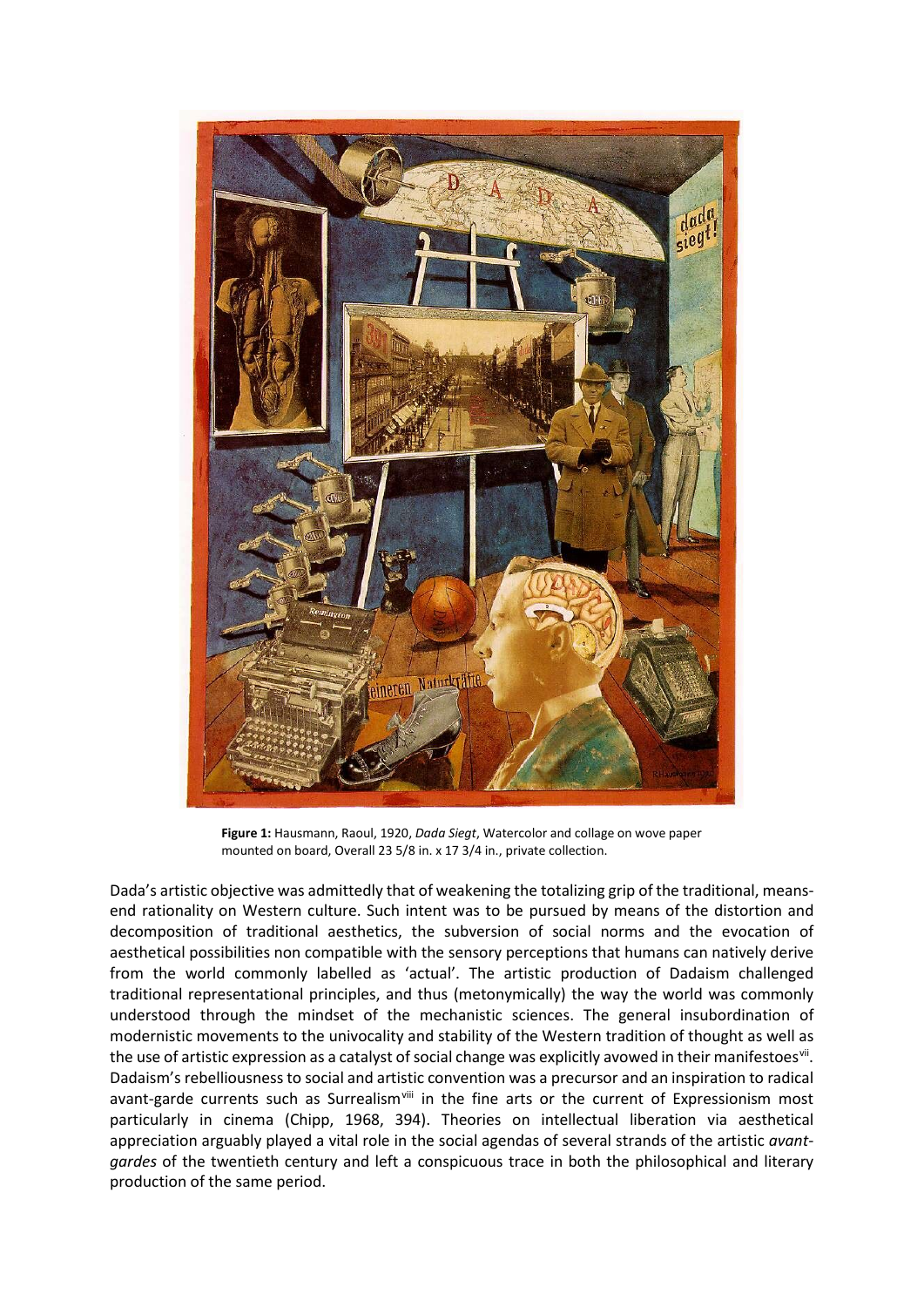**Figure 1:** Hausmann, Raoul, 1920, *Dada Siegt*, Watercolor and collage on wove paper mounted on board, Overall 23 5/8 in. x 17 3/4 in., private collection.

Dada's artistic objective was admittedly that of weakening the totalizing grip of the traditional, means-end rationality on Western culture. Such intent was to be pursued by means of the distortion and decomposition of traditional aesthetics, the subversion of social norms and the evocation of aesthetical possibilities non compatible with the sensory perceptions that humans can natively derive from the world commonly labelled as 'actual'. The artistic production of Dadaism challenged traditional representational principles, and thus (metonymically) the way the world was commonly understood through the mindset of the mechanistic sciences. The general insubordination of modernistic movements to the univocality and stability of the Western tradition of thought as well as the use of artistic expression as a catalyst of social change was explicitly avowed in their manifestoes[vii]. Dadaism's rebelliousness to social and artistic convention was a precursor and an inspiration to radical avant-garde currents such as Surrealism[viii] in the fine arts or the current of Expressionism most particularly in cinema (Chipp, 1968, 394). Theories on intellectual liberation via aesthetical appreciation arguably played a vital role in the social agendas of several strands of the artistic *avant-gardes* of the twentieth century and left a conspicuous trace in both the philosophical and literary production of the same period.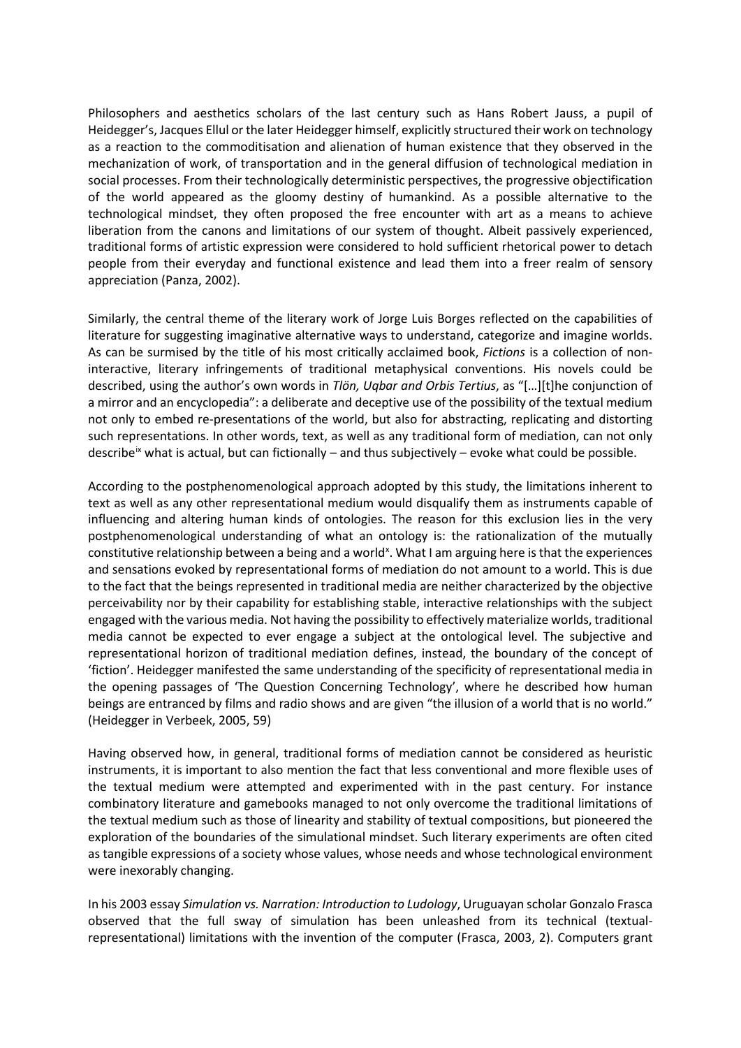Philosophers and aesthetics scholars of the last century such as Hans Robert Jauss, a pupil of Heidegger's, Jacques Ellul or the later Heidegger himself, explicitly structured their work on technology as a reaction to the commoditisation and alienation of human existence that they observed in the mechanization of work, of transportation and in the general diffusion of technological mediation in social processes. From their technologically deterministic perspectives, the progressive objectification of the world appeared as the gloomy destiny of humankind. As a possible alternative to the technological mindset, they often proposed the free encounter with art as a means to achieve liberation from the canons and limitations of our system of thought. Albeit passively experienced, traditional forms of artistic expression were considered to hold sufficient rhetorical power to detach people from their everyday and functional existence and lead them into a freer realm of sensory appreciation (Panza, 2002).

Similarly, the central theme of the literary work of Jorge Luis Borges reflected on the capabilities of literature for suggesting imaginative alternative ways to understand, categorize and imagine worlds. As can be surmised by the title of his most critically acclaimed book, *Fictions* is a collection of non-interactive, literary infringements of traditional metaphysical conventions. His novels could be described, using the author's own words in *Tlön, Uqbar and Orbis Tertius*, as "[…][t]he conjunction of a mirror and an encyclopedia": a deliberate and deceptive use of the possibility of the textual medium not only to embed re-presentations of the world, but also for abstracting, replicating and distorting such representations. In other words, text, as well as any traditional form of mediation, can not only describe[ix] what is actual, but can fictionally – and thus subjectively – evoke what could be possible.

According to the postphenomenological approach adopted by this study, the limitations inherent to text as well as any other representational medium would disqualify them as instruments capable of influencing and altering human kinds of ontologies. The reason for this exclusion lies in the very postphenomenological understanding of what an ontology is: the rationalization of the mutually constitutive relationship between a being and a world[x]. What I am arguing here is that the experiences and sensations evoked by representational forms of mediation do not amount to a world. This is due to the fact that the beings represented in traditional media are neither characterized by the objective perceivability nor by their capability for establishing stable, interactive relationships with the subject engaged with the various media. Not having the possibility to effectively materialize worlds, traditional media cannot be expected to ever engage a subject at the ontological level. The subjective and representational horizon of traditional mediation defines, instead, the boundary of the concept of 'fiction'. Heidegger manifested the same understanding of the specificity of representational media in the opening passages of 'The Question Concerning Technology', where he described how human beings are entranced by films and radio shows and are given "the illusion of a world that is no world." (Heidegger in Verbeek, 2005, 59)

Having observed how, in general, traditional forms of mediation cannot be considered as heuristic instruments, it is important to also mention the fact that less conventional and more flexible uses of the textual medium were attempted and experimented with in the past century. For instance combinatory literature and gamebooks managed to not only overcome the traditional limitations of the textual medium such as those of linearity and stability of textual compositions, but pioneered the exploration of the boundaries of the simulational mindset. Such literary experiments are often cited as tangible expressions of a society whose values, whose needs and whose technological environment were inexorably changing.

In his 2003 essay *Simulation vs. Narration: Introduction to Ludology*, Uruguayan scholar Gonzalo Frasca observed that the full sway of simulation has been unleashed from its technical (textual-representational) limitations with the invention of the computer (Frasca, 2003, 2). Computers grant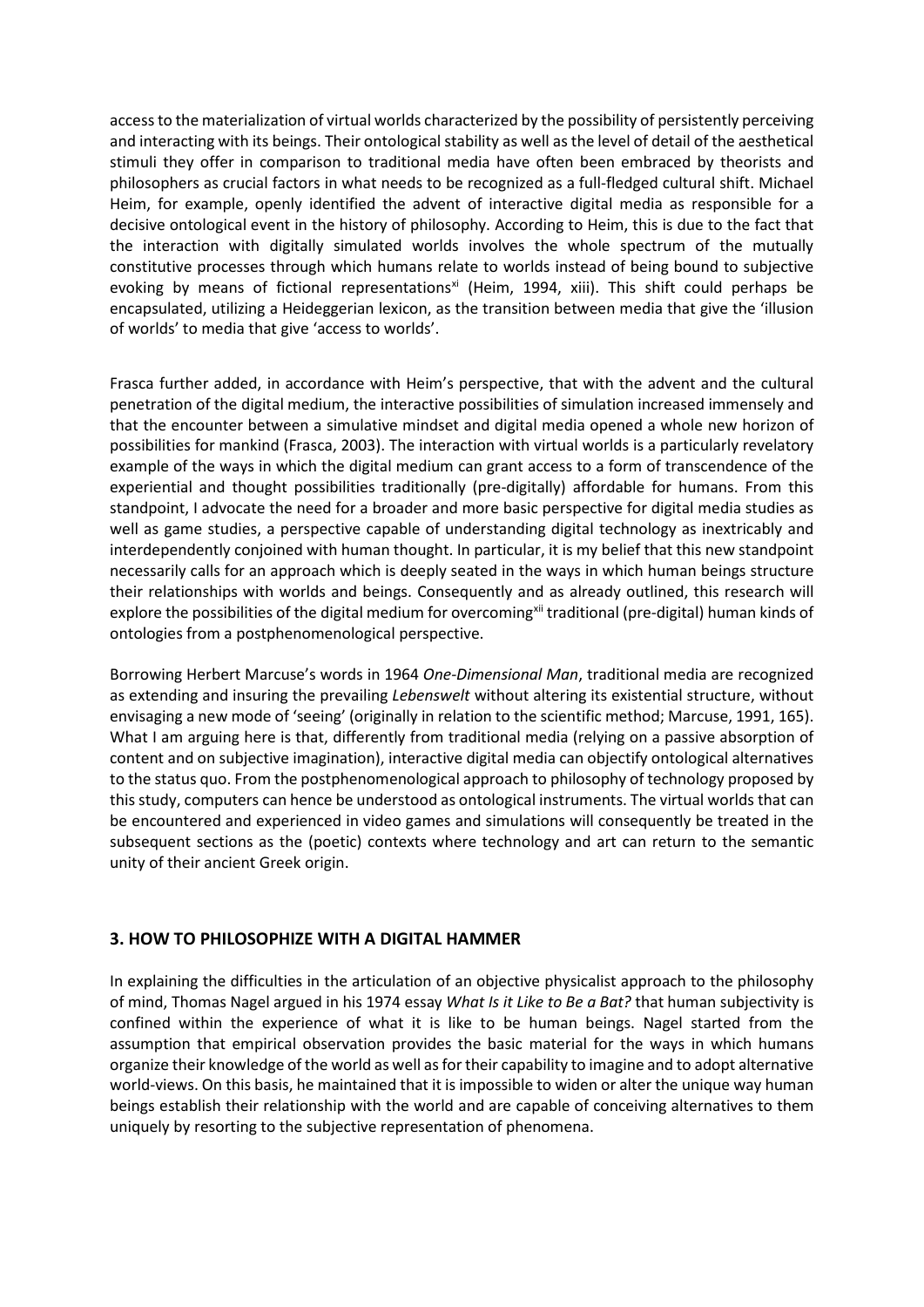access to the materialization of virtual worlds characterized by the possibility of persistently perceiving and interacting with its beings. Their ontological stability as well as the level of detail of the aesthetical stimuli they offer in comparison to traditional media have often been embraced by theorists and philosophers as crucial factors in what needs to be recognized as a full-fledged cultural shift. Michael Heim, for example, openly identified the advent of interactive digital media as responsible for a decisive ontological event in the history of philosophy. According to Heim, this is due to the fact that the interaction with digitally simulated worlds involves the whole spectrum of the mutually constitutive processes through which humans relate to worlds instead of being bound to subjective evoking by means of fictional representations[xi] (Heim, 1994, xiii). This shift could perhaps be encapsulated, utilizing a Heideggerian lexicon, as the transition between media that give the 'illusion of worlds' to media that give 'access to worlds'.

Frasca further added, in accordance with Heim's perspective, that with the advent and the cultural penetration of the digital medium, the interactive possibilities of simulation increased immensely and that the encounter between a simulative mindset and digital media opened a whole new horizon of possibilities for mankind (Frasca, 2003). The interaction with virtual worlds is a particularly revelatory example of the ways in which the digital medium can grant access to a form of transcendence of the experiential and thought possibilities traditionally (pre-digitally) affordable for humans. From this standpoint, I advocate the need for a broader and more basic perspective for digital media studies as well as game studies, a perspective capable of understanding digital technology as inextricably and interdependently conjoined with human thought. In particular, it is my belief that this new standpoint necessarily calls for an approach which is deeply seated in the ways in which human beings structure their relationships with worlds and beings. Consequently and as already outlined, this research will explore the possibilities of the digital medium for overcoming[xii] traditional (pre-digital) human kinds of ontologies from a postphenomenological perspective.

Borrowing Herbert Marcuse's words in 1964 *One-Dimensional Man*, traditional media are recognized as extending and insuring the prevailing *Lebenswelt* without altering its existential structure, without envisaging a new mode of 'seeing' (originally in relation to the scientific method; Marcuse, 1991, 165). What I am arguing here is that, differently from traditional media (relying on a passive absorption of content and on subjective imagination), interactive digital media can objectify ontological alternatives to the status quo. From the postphenomenological approach to philosophy of technology proposed by this study, computers can hence be understood as ontological instruments. The virtual worlds that can be encountered and experienced in video games and simulations will consequently be treated in the subsequent sections as the (poetic) contexts where technology and art can return to the semantic unity of their ancient Greek origin.

## 3. HOW TO PHILOSOPHIZE WITH A DIGITAL HAMMER

In explaining the difficulties in the articulation of an objective physicalist approach to the philosophy of mind, Thomas Nagel argued in his 1974 essay *What Is it Like to Be a Bat?* that human subjectivity is confined within the experience of what it is like to be human beings. Nagel started from the assumption that empirical observation provides the basic material for the ways in which humans organize their knowledge of the world as well as for their capability to imagine and to adopt alternative world-views. On this basis, he maintained that it is impossible to widen or alter the unique way human beings establish their relationship with the world and are capable of conceiving alternatives to them uniquely by resorting to the subjective representation of phenomena.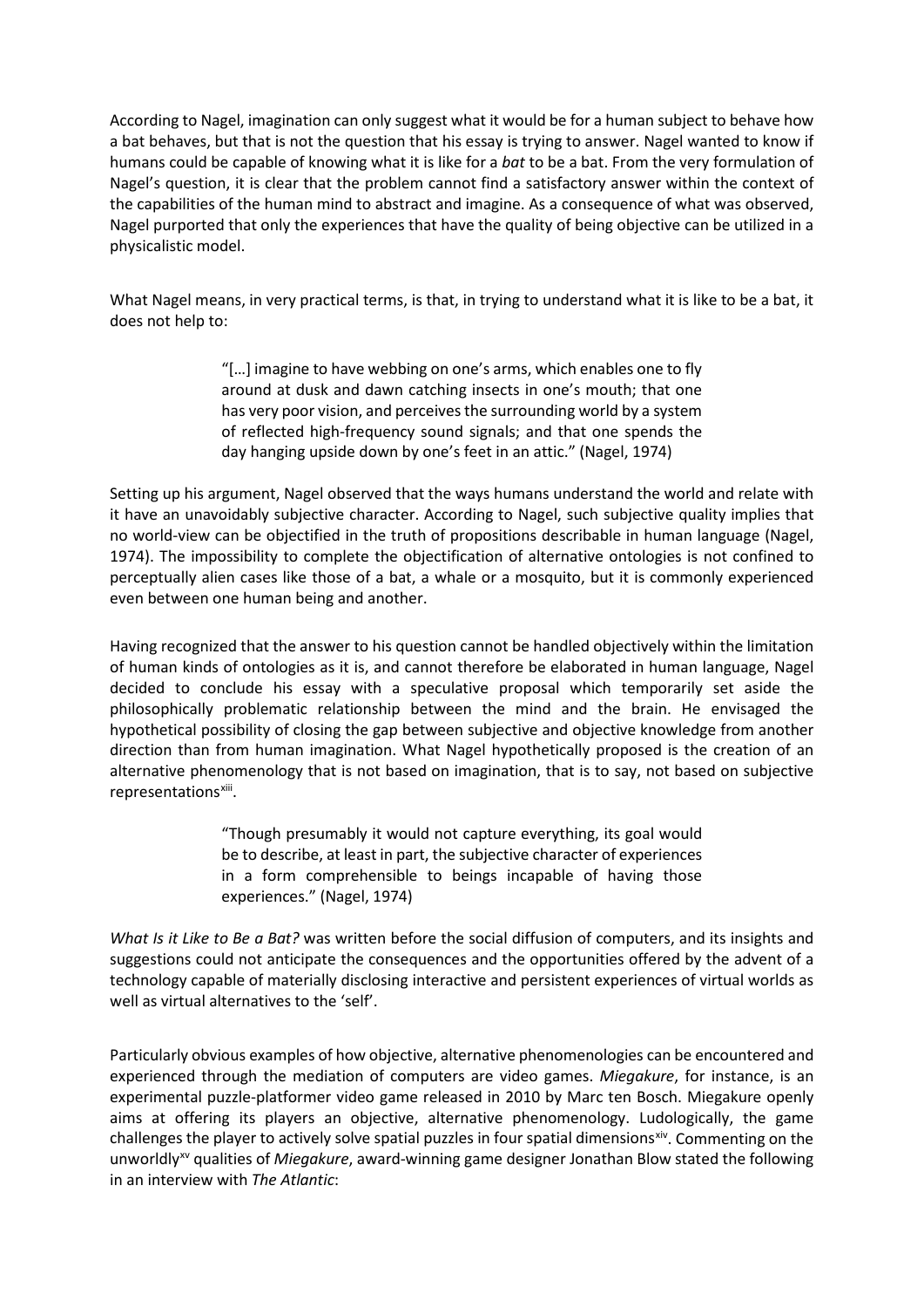According to Nagel, imagination can only suggest what it would be for a human subject to behave how a bat behaves, but that is not the question that his essay is trying to answer. Nagel wanted to know if humans could be capable of knowing what it is like for a *bat* to be a bat. From the very formulation of Nagel's question, it is clear that the problem cannot find a satisfactory answer within the context of the capabilities of the human mind to abstract and imagine. As a consequence of what was observed, Nagel purported that only the experiences that have the quality of being objective can be utilized in a physicalistic model.

What Nagel means, in very practical terms, is that, in trying to understand what it is like to be a bat, it does not help to:

> "[…] imagine to have webbing on one's arms, which enables one to fly around at dusk and dawn catching insects in one's mouth; that one has very poor vision, and perceives the surrounding world by a system of reflected high-frequency sound signals; and that one spends the day hanging upside down by one's feet in an attic." (Nagel, 1974)

Setting up his argument, Nagel observed that the ways humans understand the world and relate with it have an unavoidably subjective character. According to Nagel, such subjective quality implies that no world-view can be objectified in the truth of propositions describable in human language (Nagel, 1974). The impossibility to complete the objectification of alternative ontologies is not confined to perceptually alien cases like those of a bat, a whale or a mosquito, but it is commonly experienced even between one human being and another.

Having recognized that the answer to his question cannot be handled objectively within the limitation of human kinds of ontologies as it is, and cannot therefore be elaborated in human language, Nagel decided to conclude his essay with a speculative proposal which temporarily set aside the philosophically problematic relationship between the mind and the brain. He envisaged the hypothetical possibility of closing the gap between subjective and objective knowledge from another direction than from human imagination. What Nagel hypothetically proposed is the creation of an alternative phenomenology that is not based on imagination, that is to say, not based on subjective representations[xiii].

> "Though presumably it would not capture everything, its goal would be to describe, at least in part, the subjective character of experiences in a form comprehensible to beings incapable of having those experiences." (Nagel, 1974)

*What Is it Like to Be a Bat?* was written before the social diffusion of computers, and its insights and suggestions could not anticipate the consequences and the opportunities offered by the advent of a technology capable of materially disclosing interactive and persistent experiences of virtual worlds as well as virtual alternatives to the 'self'.

Particularly obvious examples of how objective, alternative phenomenologies can be encountered and experienced through the mediation of computers are video games. *Miegakure*, for instance, is an experimental puzzle-platformer video game released in 2010 by Marc ten Bosch. Miegakure openly aims at offering its players an objective, alternative phenomenology. Ludologically, the game challenges the player to actively solve spatial puzzles in four spatial dimensions[xiv]. Commenting on the unworldly[xv] qualities of *Miegakure*, award-winning game designer Jonathan Blow stated the following in an interview with *The Atlantic*: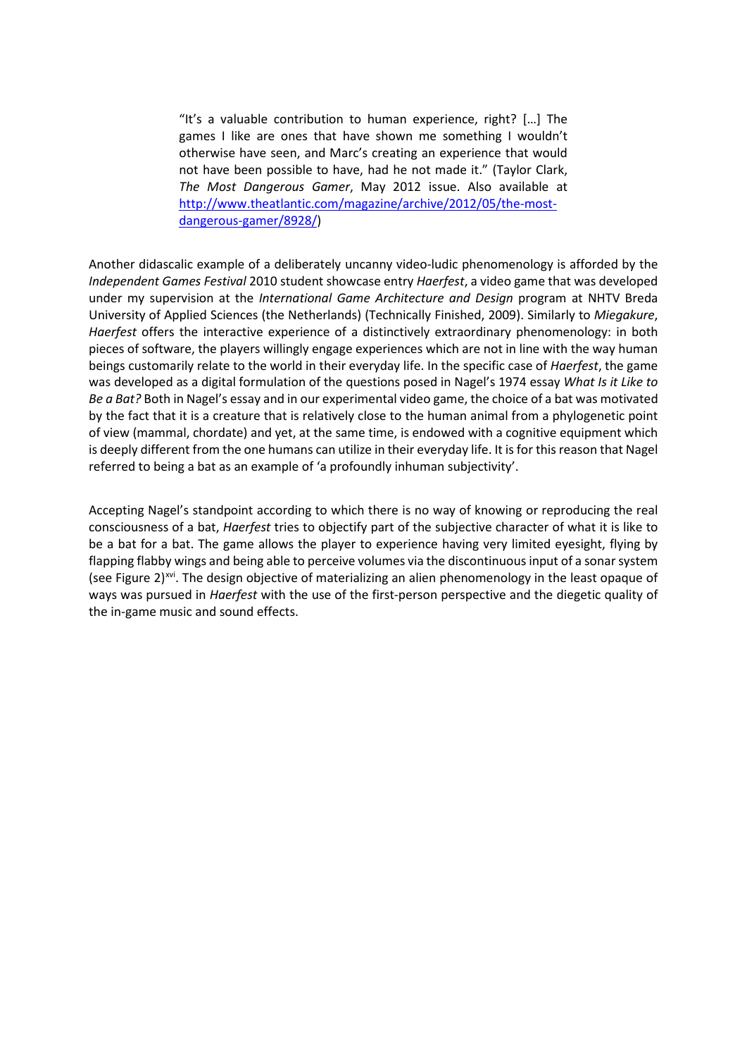> "It's a valuable contribution to human experience, right? […] The games I like are ones that have shown me something I wouldn't otherwise have seen, and Marc's creating an experience that would not have been possible to have, had he not made it." (Taylor Clark, *The Most Dangerous Gamer*, May 2012 issue. Also available at http://www.theatlantic.com/magazine/archive/2012/05/the-most-dangerous-gamer/8928/)

Another didascalic example of a deliberately uncanny video-ludic phenomenology is afforded by the *Independent Games Festival* 2010 student showcase entry *Haerfest*, a video game that was developed under my supervision at the *International Game Architecture and Design* program at NHTV Breda University of Applied Sciences (the Netherlands) (Technically Finished, 2009). Similarly to *Miegakure*, *Haerfest* offers the interactive experience of a distinctively extraordinary phenomenology: in both pieces of software, the players willingly engage experiences which are not in line with the way human beings customarily relate to the world in their everyday life. In the specific case of *Haerfest*, the game was developed as a digital formulation of the questions posed in Nagel's 1974 essay *What Is it Like to Be a Bat?* Both in Nagel's essay and in our experimental video game, the choice of a bat was motivated by the fact that it is a creature that is relatively close to the human animal from a phylogenetic point of view (mammal, chordate) and yet, at the same time, is endowed with a cognitive equipment which is deeply different from the one humans can utilize in their everyday life. It is for this reason that Nagel referred to being a bat as an example of 'a profoundly inhuman subjectivity'.

Accepting Nagel's standpoint according to which there is no way of knowing or reproducing the real consciousness of a bat, *Haerfest* tries to objectify part of the subjective character of what it is like to be a bat for a bat. The game allows the player to experience having very limited eyesight, flying by flapping flabby wings and being able to perceive volumes via the discontinuous input of a sonar system (see Figure 2)[xvi]. The design objective of materializing an alien phenomenology in the least opaque of ways was pursued in *Haerfest* with the use of the first-person perspective and the diegetic quality of the in-game music and sound effects.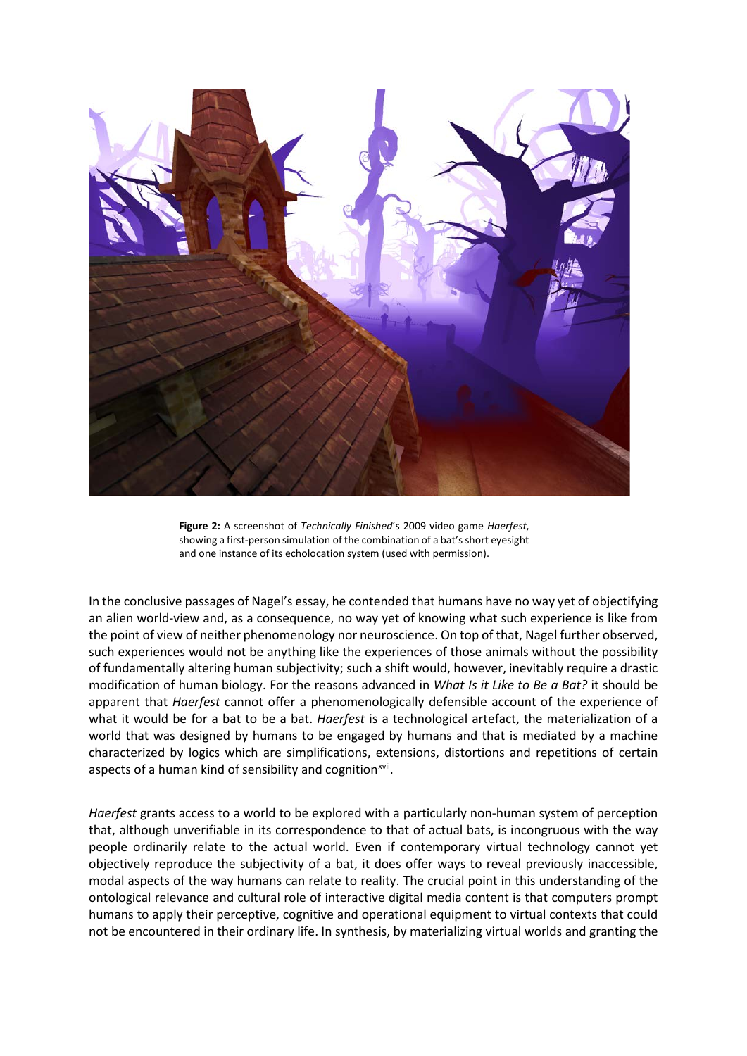**Figure 2:** A screenshot of *Technically Finished*'s 2009 video game *Haerfest*, showing a first-person simulation of the combination of a bat's short eyesight and one instance of its echolocation system (used with permission).

In the conclusive passages of Nagel's essay, he contended that humans have no way yet of objectifying an alien world-view and, as a consequence, no way yet of knowing what such experience is like from the point of view of neither phenomenology nor neuroscience. On top of that, Nagel further observed, such experiences would not be anything like the experiences of those animals without the possibility of fundamentally altering human subjectivity; such a shift would, however, inevitably require a drastic modification of human biology. For the reasons advanced in *What Is it Like to Be a Bat?* it should be apparent that *Haerfest* cannot offer a phenomenologically defensible account of the experience of what it would be for a bat to be a bat. *Haerfest* is a technological artefact, the materialization of a world that was designed by humans to be engaged by humans and that is mediated by a machine characterized by logics which are simplifications, extensions, distortions and repetitions of certain aspects of a human kind of sensibility and cognition[xvii].

*Haerfest* grants access to a world to be explored with a particularly non-human system of perception that, although unverifiable in its correspondence to that of actual bats, is incongruous with the way people ordinarily relate to the actual world. Even if contemporary virtual technology cannot yet objectively reproduce the subjectivity of a bat, it does offer ways to reveal previously inaccessible, modal aspects of the way humans can relate to reality. The crucial point in this understanding of the ontological relevance and cultural role of interactive digital media content is that computers prompt humans to apply their perceptive, cognitive and operational equipment to virtual contexts that could not be encountered in their ordinary life. In synthesis, by materializing virtual worlds and granting the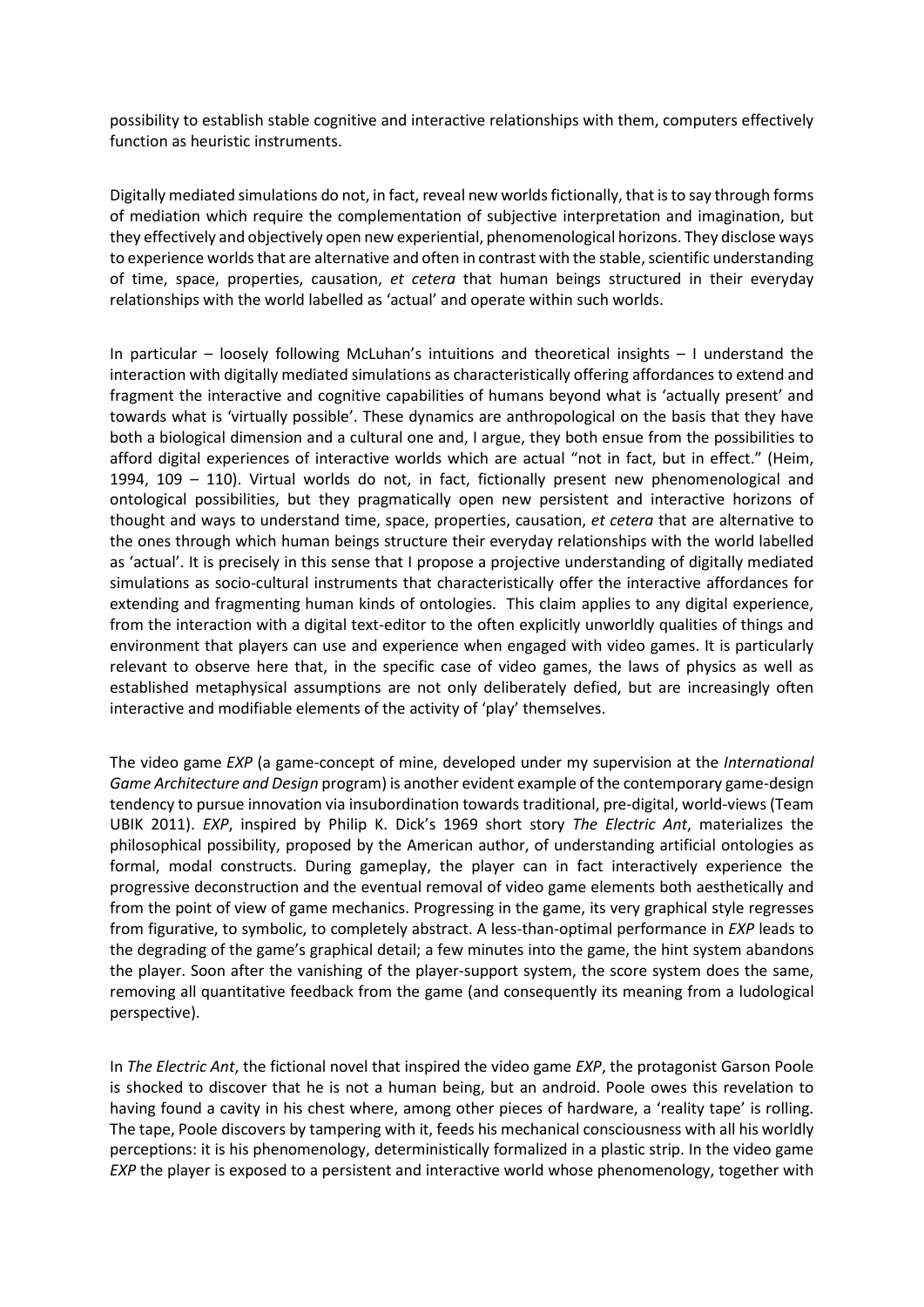possibility to establish stable cognitive and interactive relationships with them, computers effectively function as heuristic instruments.

Digitally mediated simulations do not, in fact, reveal new worlds fictionally, that is to say through forms of mediation which require the complementation of subjective interpretation and imagination, but they effectively and objectively open new experiential, phenomenological horizons. They disclose ways to experience worlds that are alternative and often in contrast with the stable, scientific understanding of time, space, properties, causation, *et cetera* that human beings structured in their everyday relationships with the world labelled as 'actual' and operate within such worlds.

In particular – loosely following McLuhan's intuitions and theoretical insights – I understand the interaction with digitally mediated simulations as characteristically offering affordances to extend and fragment the interactive and cognitive capabilities of humans beyond what is 'actually present' and towards what is 'virtually possible'. These dynamics are anthropological on the basis that they have both a biological dimension and a cultural one and, I argue, they both ensue from the possibilities to afford digital experiences of interactive worlds which are actual "not in fact, but in effect." (Heim, 1994, 109 – 110). Virtual worlds do not, in fact, fictionally present new phenomenological and ontological possibilities, but they pragmatically open new persistent and interactive horizons of thought and ways to understand time, space, properties, causation, *et cetera* that are alternative to the ones through which human beings structure their everyday relationships with the world labelled as 'actual'. It is precisely in this sense that I propose a projective understanding of digitally mediated simulations as socio-cultural instruments that characteristically offer the interactive affordances for extending and fragmenting human kinds of ontologies. This claim applies to any digital experience, from the interaction with a digital text-editor to the often explicitly unworldly qualities of things and environment that players can use and experience when engaged with video games. It is particularly relevant to observe here that, in the specific case of video games, the laws of physics as well as established metaphysical assumptions are not only deliberately defied, but are increasingly often interactive and modifiable elements of the activity of 'play' themselves.

The video game *EXP* (a game-concept of mine, developed under my supervision at the *International Game Architecture and Design* program) is another evident example of the contemporary game-design tendency to pursue innovation via insubordination towards traditional, pre-digital, world-views (Team UBIK 2011). *EXP*, inspired by Philip K. Dick's 1969 short story *The Electric Ant*, materializes the philosophical possibility, proposed by the American author, of understanding artificial ontologies as formal, modal constructs. During gameplay, the player can in fact interactively experience the progressive deconstruction and the eventual removal of video game elements both aesthetically and from the point of view of game mechanics. Progressing in the game, its very graphical style regresses from figurative, to symbolic, to completely abstract. A less-than-optimal performance in *EXP* leads to the degrading of the game's graphical detail; a few minutes into the game, the hint system abandons the player. Soon after the vanishing of the player-support system, the score system does the same, removing all quantitative feedback from the game (and consequently its meaning from a ludological perspective).

In *The Electric Ant*, the fictional novel that inspired the video game *EXP*, the protagonist Garson Poole is shocked to discover that he is not a human being, but an android. Poole owes this revelation to having found a cavity in his chest where, among other pieces of hardware, a 'reality tape' is rolling. The tape, Poole discovers by tampering with it, feeds his mechanical consciousness with all his worldly perceptions: it is his phenomenology, deterministically formalized in a plastic strip. In the video game *EXP* the player is exposed to a persistent and interactive world whose phenomenology, together with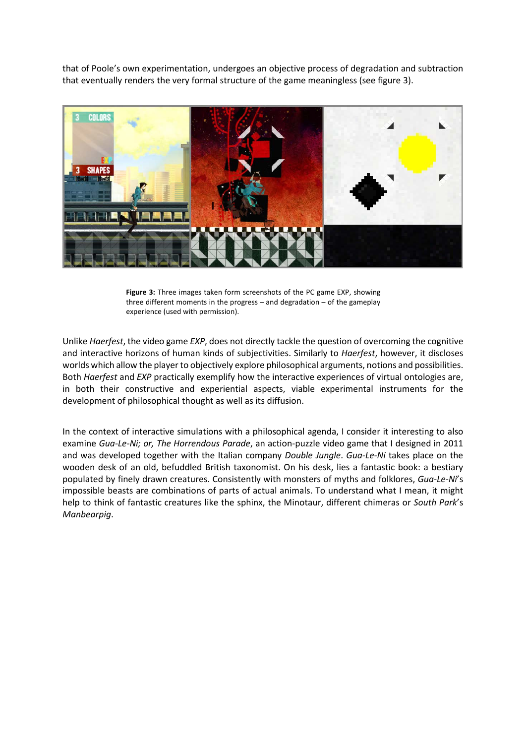that of Poole's own experimentation, undergoes an objective process of degradation and subtraction that eventually renders the very formal structure of the game meaningless (see figure 3).

**Figure 3:** Three images taken form screenshots of the PC game EXP, showing three different moments in the progress – and degradation – of the gameplay experience (used with permission).

Unlike *Haerfest*, the video game *EXP*, does not directly tackle the question of overcoming the cognitive and interactive horizons of human kinds of subjectivities. Similarly to *Haerfest*, however, it discloses worlds which allow the player to objectively explore philosophical arguments, notions and possibilities. Both *Haerfest* and *EXP* practically exemplify how the interactive experiences of virtual ontologies are, in both their constructive and experiential aspects, viable experimental instruments for the development of philosophical thought as well as its diffusion.

In the context of interactive simulations with a philosophical agenda, I consider it interesting to also examine *Gua-Le-Ni; or, The Horrendous Parade*, an action-puzzle video game that I designed in 2011 and was developed together with the Italian company *Double Jungle*. *Gua-Le-Ni* takes place on the wooden desk of an old, befuddled British taxonomist. On his desk, lies a fantastic book: a bestiary populated by finely drawn creatures. Consistently with monsters of myths and folklores, *Gua-Le-Ni*'s impossible beasts are combinations of parts of actual animals. To understand what I mean, it might help to think of fantastic creatures like the sphinx, the Minotaur, different chimeras or *South Park*'s *Manbearpig*.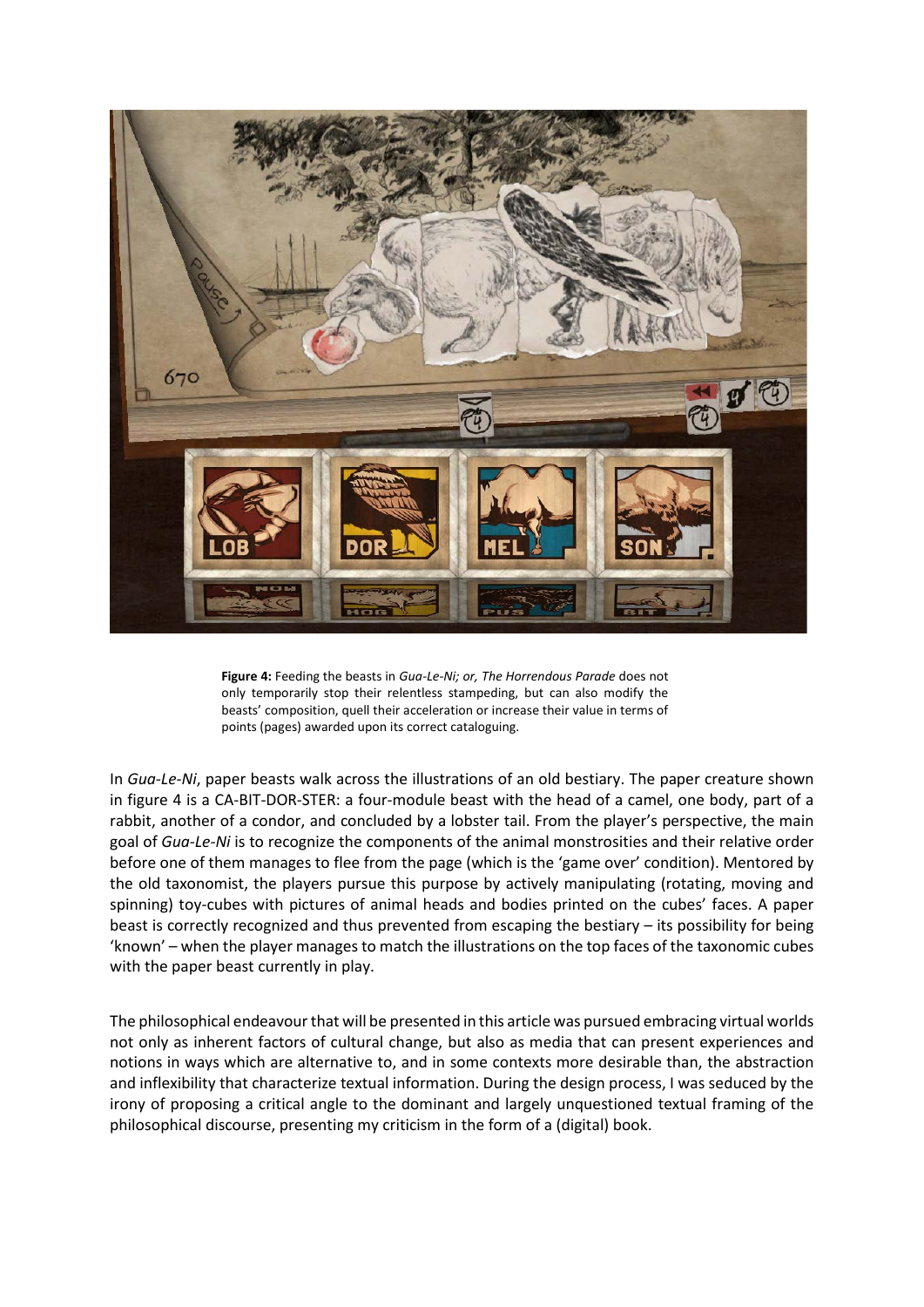**Figure 4:** Feeding the beasts in *Gua-Le-Ni; or, The Horrendous Parade* does not only temporarily stop their relentless stampeding, but can also modify the beasts' composition, quell their acceleration or increase their value in terms of points (pages) awarded upon its correct cataloguing.

In *Gua-Le-Ni*, paper beasts walk across the illustrations of an old bestiary. The paper creature shown in figure 4 is a CA-BIT-DOR-STER: a four-module beast with the head of a camel, one body, part of a rabbit, another of a condor, and concluded by a lobster tail. From the player's perspective, the main goal of *Gua-Le-Ni* is to recognize the components of the animal monstrosities and their relative order before one of them manages to flee from the page (which is the 'game over' condition). Mentored by the old taxonomist, the players pursue this purpose by actively manipulating (rotating, moving and spinning) toy-cubes with pictures of animal heads and bodies printed on the cubes' faces. A paper beast is correctly recognized and thus prevented from escaping the bestiary – its possibility for being 'known' – when the player manages to match the illustrations on the top faces of the taxonomic cubes with the paper beast currently in play.

The philosophical endeavour that will be presented in this article was pursued embracing virtual worlds not only as inherent factors of cultural change, but also as media that can present experiences and notions in ways which are alternative to, and in some contexts more desirable than, the abstraction and inflexibility that characterize textual information. During the design process, I was seduced by the irony of proposing a critical angle to the dominant and largely unquestioned textual framing of the philosophical discourse, presenting my criticism in the form of a (digital) book.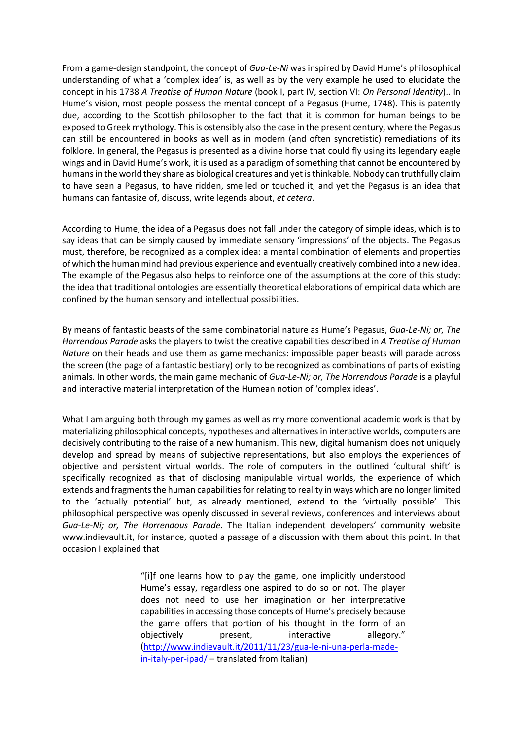From a game-design standpoint, the concept of *Gua-Le-Ni* was inspired by David Hume's philosophical understanding of what a 'complex idea' is, as well as by the very example he used to elucidate the concept in his 1738 *A Treatise of Human Nature* (book I, part IV, section VI: *On Personal Identity*).. In Hume's vision, most people possess the mental concept of a Pegasus (Hume, 1748). This is patently due, according to the Scottish philosopher to the fact that it is common for human beings to be exposed to Greek mythology. This is ostensibly also the case in the present century, where the Pegasus can still be encountered in books as well as in modern (and often syncretistic) remediations of its folklore. In general, the Pegasus is presented as a divine horse that could fly using its legendary eagle wings and in David Hume's work, it is used as a paradigm of something that cannot be encountered by humans in the world they share as biological creatures and yet is thinkable. Nobody can truthfully claim to have seen a Pegasus, to have ridden, smelled or touched it, and yet the Pegasus is an idea that humans can fantasize of, discuss, write legends about, *et cetera*.

According to Hume, the idea of a Pegasus does not fall under the category of simple ideas, which is to say ideas that can be simply caused by immediate sensory 'impressions' of the objects. The Pegasus must, therefore, be recognized as a complex idea: a mental combination of elements and properties of which the human mind had previous experience and eventually creatively combined into a new idea. The example of the Pegasus also helps to reinforce one of the assumptions at the core of this study: the idea that traditional ontologies are essentially theoretical elaborations of empirical data which are confined by the human sensory and intellectual possibilities.

By means of fantastic beasts of the same combinatorial nature as Hume's Pegasus, *Gua-Le-Ni; or, The Horrendous Parade* asks the players to twist the creative capabilities described in *A Treatise of Human Nature* on their heads and use them as game mechanics: impossible paper beasts will parade across the screen (the page of a fantastic bestiary) only to be recognized as combinations of parts of existing animals. In other words, the main game mechanic of *Gua-Le-Ni; or, The Horrendous Parade* is a playful and interactive material interpretation of the Humean notion of 'complex ideas'.

What I am arguing both through my games as well as my more conventional academic work is that by materializing philosophical concepts, hypotheses and alternatives in interactive worlds, computers are decisively contributing to the raise of a new humanism. This new, digital humanism does not uniquely develop and spread by means of subjective representations, but also employs the experiences of objective and persistent virtual worlds. The role of computers in the outlined 'cultural shift' is specifically recognized as that of disclosing manipulable virtual worlds, the experience of which extends and fragments the human capabilities for relating to reality in ways which are no longer limited to the 'actually potential' but, as already mentioned, extend to the 'virtually possible'. This philosophical perspective was openly discussed in several reviews, conferences and interviews about *Gua-Le-Ni; or, The Horrendous Parade*. The Italian independent developers' community website www.indievault.it, for instance, quoted a passage of a discussion with them about this point. In that occasion I explained that

> "[i]f one learns how to play the game, one implicitly understood Hume's essay, regardless one aspired to do so or not. The player does not need to use her imagination or her interpretative capabilities in accessing those concepts of Hume's precisely because the game offers that portion of his thought in the form of an objectively present, interactive allegory." (http://www.indievault.it/2011/11/23/gua-le-ni-una-perla-made-in-italy-per-ipad/ – translated from Italian)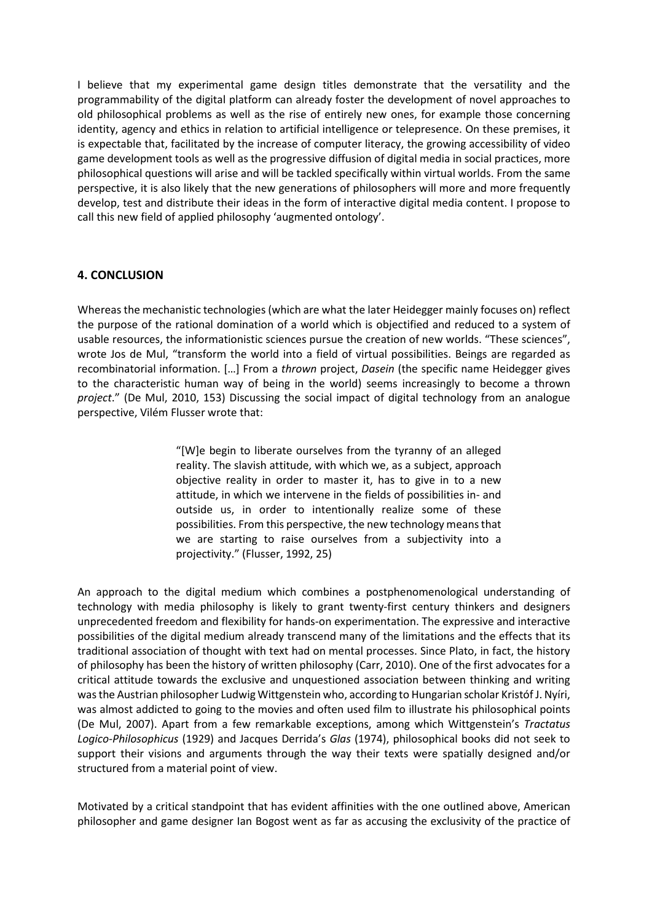I believe that my experimental game design titles demonstrate that the versatility and the programmability of the digital platform can already foster the development of novel approaches to old philosophical problems as well as the rise of entirely new ones, for example those concerning identity, agency and ethics in relation to artificial intelligence or telepresence. On these premises, it is expectable that, facilitated by the increase of computer literacy, the growing accessibility of video game development tools as well as the progressive diffusion of digital media in social practices, more philosophical questions will arise and will be tackled specifically within virtual worlds. From the same perspective, it is also likely that the new generations of philosophers will more and more frequently develop, test and distribute their ideas in the form of interactive digital media content. I propose to call this new field of applied philosophy 'augmented ontology'.

## 4. CONCLUSION

Whereas the mechanistic technologies (which are what the later Heidegger mainly focuses on) reflect the purpose of the rational domination of a world which is objectified and reduced to a system of usable resources, the informationistic sciences pursue the creation of new worlds. "These sciences", wrote Jos de Mul, "transform the world into a field of virtual possibilities. Beings are regarded as recombinatorial information. […] From a *thrown* project, *Dasein* (the specific name Heidegger gives to the characteristic human way of being in the world) seems increasingly to become a thrown *project*." (De Mul, 2010, 153) Discussing the social impact of digital technology from an analogue perspective, Vilém Flusser wrote that:

> "[W]e begin to liberate ourselves from the tyranny of an alleged reality. The slavish attitude, with which we, as a subject, approach objective reality in order to master it, has to give in to a new attitude, in which we intervene in the fields of possibilities in- and outside us, in order to intentionally realize some of these possibilities. From this perspective, the new technology means that we are starting to raise ourselves from a subjectivity into a projectivity." (Flusser, 1992, 25)

An approach to the digital medium which combines a postphenomenological understanding of technology with media philosophy is likely to grant twenty-first century thinkers and designers unprecedented freedom and flexibility for hands-on experimentation. The expressive and interactive possibilities of the digital medium already transcend many of the limitations and the effects that its traditional association of thought with text had on mental processes. Since Plato, in fact, the history of philosophy has been the history of written philosophy (Carr, 2010). One of the first advocates for a critical attitude towards the exclusive and unquestioned association between thinking and writing was the Austrian philosopher Ludwig Wittgenstein who, according to Hungarian scholar Kristóf J. Nyíri, was almost addicted to going to the movies and often used film to illustrate his philosophical points (De Mul, 2007). Apart from a few remarkable exceptions, among which Wittgenstein's *Tractatus Logico-Philosophicus* (1929) and Jacques Derrida's *Glas* (1974), philosophical books did not seek to support their visions and arguments through the way their texts were spatially designed and/or structured from a material point of view.

Motivated by a critical standpoint that has evident affinities with the one outlined above, American philosopher and game designer Ian Bogost went as far as accusing the exclusivity of the practice of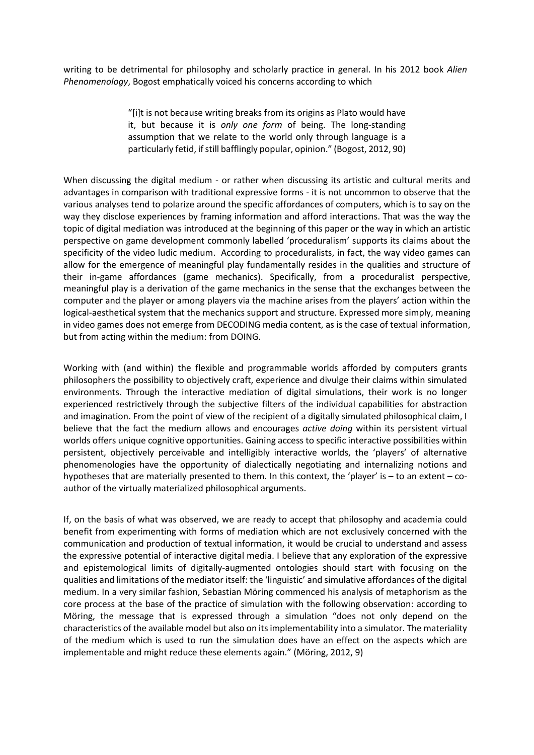writing to be detrimental for philosophy and scholarly practice in general. In his 2012 book *Alien Phenomenology*, Bogost emphatically voiced his concerns according to which

> "[i]t is not because writing breaks from its origins as Plato would have it, but because it is *only one form* of being. The long-standing assumption that we relate to the world only through language is a particularly fetid, if still bafflingly popular, opinion." (Bogost, 2012, 90)

When discussing the digital medium - or rather when discussing its artistic and cultural merits and advantages in comparison with traditional expressive forms - it is not uncommon to observe that the various analyses tend to polarize around the specific affordances of computers, which is to say on the way they disclose experiences by framing information and afford interactions. That was the way the topic of digital mediation was introduced at the beginning of this paper or the way in which an artistic perspective on game development commonly labelled 'proceduralism' supports its claims about the specificity of the video ludic medium. According to proceduralists, in fact, the way video games can allow for the emergence of meaningful play fundamentally resides in the qualities and structure of their in-game affordances (game mechanics). Specifically, from a proceduralist perspective, meaningful play is a derivation of the game mechanics in the sense that the exchanges between the computer and the player or among players via the machine arises from the players' action within the logical-aesthetical system that the mechanics support and structure. Expressed more simply, meaning in video games does not emerge from DECODING media content, as is the case of textual information, but from acting within the medium: from DOING.

Working with (and within) the flexible and programmable worlds afforded by computers grants philosophers the possibility to objectively craft, experience and divulge their claims within simulated environments. Through the interactive mediation of digital simulations, their work is no longer experienced restrictively through the subjective filters of the individual capabilities for abstraction and imagination. From the point of view of the recipient of a digitally simulated philosophical claim, I believe that the fact the medium allows and encourages *active doing* within its persistent virtual worlds offers unique cognitive opportunities. Gaining access to specific interactive possibilities within persistent, objectively perceivable and intelligibly interactive worlds, the 'players' of alternative phenomenologies have the opportunity of dialectically negotiating and internalizing notions and hypotheses that are materially presented to them. In this context, the 'player' is – to an extent – co-author of the virtually materialized philosophical arguments.

If, on the basis of what was observed, we are ready to accept that philosophy and academia could benefit from experimenting with forms of mediation which are not exclusively concerned with the communication and production of textual information, it would be crucial to understand and assess the expressive potential of interactive digital media. I believe that any exploration of the expressive and epistemological limits of digitally-augmented ontologies should start with focusing on the qualities and limitations of the mediator itself: the 'linguistic' and simulative affordances of the digital medium. In a very similar fashion, Sebastian Möring commenced his analysis of metaphorism as the core process at the base of the practice of simulation with the following observation: according to Möring, the message that is expressed through a simulation "does not only depend on the characteristics of the available model but also on its implementability into a simulator. The materiality of the medium which is used to run the simulation does have an effect on the aspects which are implementable and might reduce these elements again." (Möring, 2012, 9)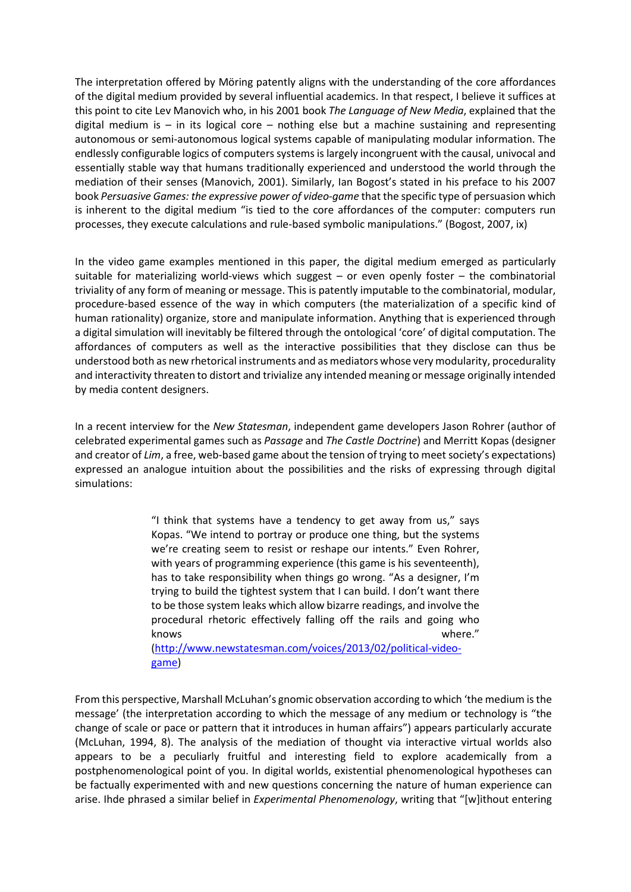The interpretation offered by Möring patently aligns with the understanding of the core affordances of the digital medium provided by several influential academics. In that respect, I believe it suffices at this point to cite Lev Manovich who, in his 2001 book *The Language of New Media*, explained that the digital medium is – in its logical core – nothing else but a machine sustaining and representing autonomous or semi-autonomous logical systems capable of manipulating modular information. The endlessly configurable logics of computers systems is largely incongruent with the causal, univocal and essentially stable way that humans traditionally experienced and understood the world through the mediation of their senses (Manovich, 2001). Similarly, Ian Bogost's stated in his preface to his 2007 book *Persuasive Games: the expressive power of video-game* that the specific type of persuasion which is inherent to the digital medium "is tied to the core affordances of the computer: computers run processes, they execute calculations and rule-based symbolic manipulations." (Bogost, 2007, ix)

In the video game examples mentioned in this paper, the digital medium emerged as particularly suitable for materializing world-views which suggest – or even openly foster – the combinatorial triviality of any form of meaning or message. This is patently imputable to the combinatorial, modular, procedure-based essence of the way in which computers (the materialization of a specific kind of human rationality) organize, store and manipulate information. Anything that is experienced through a digital simulation will inevitably be filtered through the ontological 'core' of digital computation. The affordances of computers as well as the interactive possibilities that they disclose can thus be understood both as new rhetorical instruments and as mediators whose very modularity, procedurality and interactivity threaten to distort and trivialize any intended meaning or message originally intended by media content designers.

In a recent interview for the *New Statesman*, independent game developers Jason Rohrer (author of celebrated experimental games such as *Passage* and *The Castle Doctrine*) and Merritt Kopas (designer and creator of *Lim*, a free, web-based game about the tension of trying to meet society's expectations) expressed an analogue intuition about the possibilities and the risks of expressing through digital simulations:

> "I think that systems have a tendency to get away from us," says Kopas. "We intend to portray or produce one thing, but the systems we're creating seem to resist or reshape our intents." Even Rohrer, with years of programming experience (this game is his seventeenth), has to take responsibility when things go wrong. "As a designer, I'm trying to build the tightest system that I can build. I don't want there to be those system leaks which allow bizarre readings, and involve the procedural rhetoric effectively falling off the rails and going who knows where." (http://www.newstatesman.com/voices/2013/02/political-video-game)

From this perspective, Marshall McLuhan's gnomic observation according to which 'the medium is the message' (the interpretation according to which the message of any medium or technology is "the change of scale or pace or pattern that it introduces in human affairs") appears particularly accurate (McLuhan, 1994, 8). The analysis of the mediation of thought via interactive virtual worlds also appears to be a peculiarly fruitful and interesting field to explore academically from a postphenomenological point of you. In digital worlds, existential phenomenological hypotheses can be factually experimented with and new questions concerning the nature of human experience can arise. Ihde phrased a similar belief in *Experimental Phenomenology*, writing that "[w]ithout entering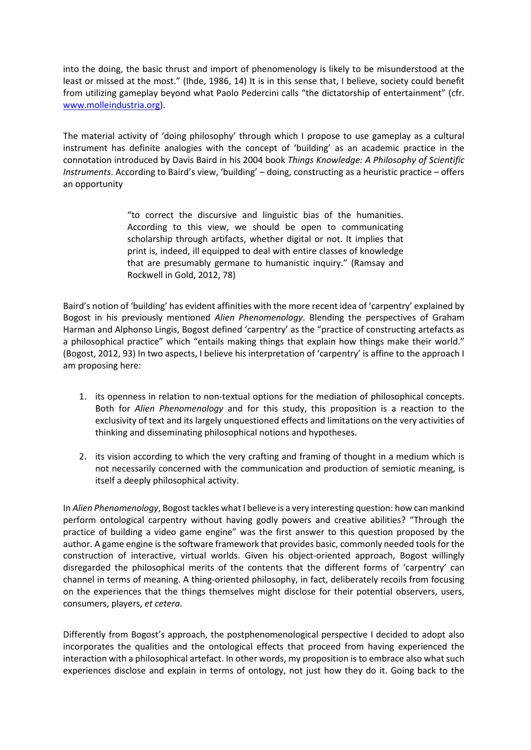into the doing, the basic thrust and import of phenomenology is likely to be misunderstood at the least or missed at the most." (Ihde, 1986, 14) It is in this sense that, I believe, society could benefit from utilizing gameplay beyond what Paolo Pedercini calls "the dictatorship of entertainment" (cfr. www.molleindustria.org).

The material activity of 'doing philosophy' through which I propose to use gameplay as a cultural instrument has definite analogies with the concept of 'building' as an academic practice in the connotation introduced by Davis Baird in his 2004 book *Things Knowledge: A Philosophy of Scientific Instruments*. According to Baird's view, 'building' – doing, constructing as a heuristic practice – offers an opportunity

> "to correct the discursive and linguistic bias of the humanities. According to this view, we should be open to communicating scholarship through artifacts, whether digital or not. It implies that print is, indeed, ill equipped to deal with entire classes of knowledge that are presumably germane to humanistic inquiry." (Ramsay and Rockwell in Gold, 2012, 78)

Baird's notion of 'building' has evident affinities with the more recent idea of 'carpentry' explained by Bogost in his previously mentioned *Alien Phenomenology*. Blending the perspectives of Graham Harman and Alphonso Lingis, Bogost defined 'carpentry' as the "practice of constructing artefacts as a philosophical practice" which "entails making things that explain how things make their world." (Bogost, 2012, 93) In two aspects, I believe his interpretation of 'carpentry' is affine to the approach I am proposing here:

1. its openness in relation to non-textual options for the mediation of philosophical concepts. Both for *Alien Phenomenology* and for this study, this proposition is a reaction to the exclusivity of text and its largely unquestioned effects and limitations on the very activities of thinking and disseminating philosophical notions and hypotheses.

2. its vision according to which the very crafting and framing of thought in a medium which is not necessarily concerned with the communication and production of semiotic meaning, is itself a deeply philosophical activity.

In *Alien Phenomenology*, Bogost tackles what I believe is a very interesting question: how can mankind perform ontological carpentry without having godly powers and creative abilities? "Through the practice of building a video game engine" was the first answer to this question proposed by the author. A game engine is the software framework that provides basic, commonly needed tools for the construction of interactive, virtual worlds. Given his object-oriented approach, Bogost willingly disregarded the philosophical merits of the contents that the different forms of 'carpentry' can channel in terms of meaning. A thing-oriented philosophy, in fact, deliberately recoils from focusing on the experiences that the things themselves might disclose for their potential observers, users, consumers, players, *et cetera*.

Differently from Bogost's approach, the postphenomenological perspective I decided to adopt also incorporates the qualities and the ontological effects that proceed from having experienced the interaction with a philosophical artefact. In other words, my proposition is to embrace also what such experiences disclose and explain in terms of ontology, not just how they do it. Going back to the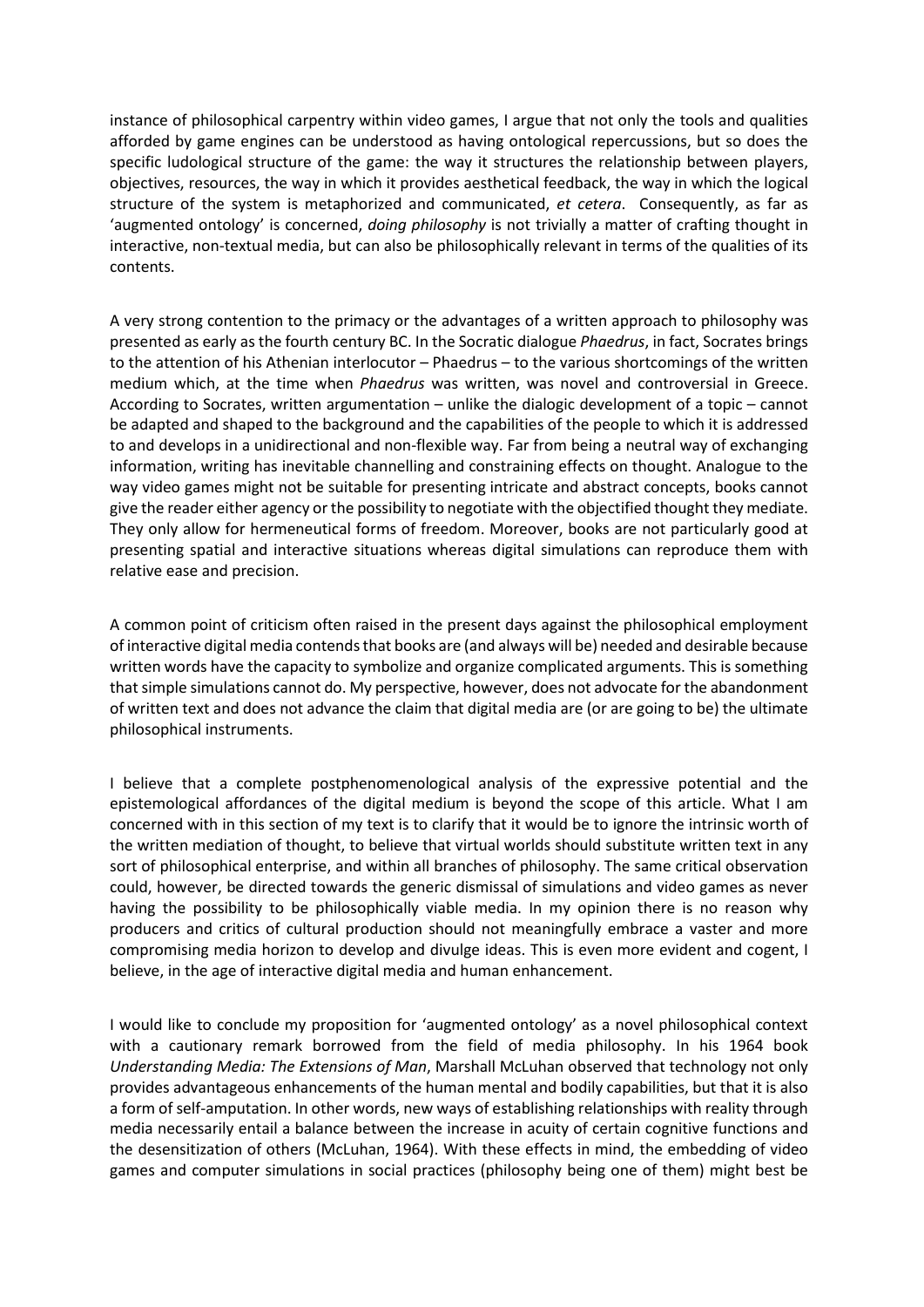instance of philosophical carpentry within video games, I argue that not only the tools and qualities afforded by game engines can be understood as having ontological repercussions, but so does the specific ludological structure of the game: the way it structures the relationship between players, objectives, resources, the way in which it provides aesthetical feedback, the way in which the logical structure of the system is metaphorized and communicated, *et cetera*. Consequently, as far as 'augmented ontology' is concerned, *doing philosophy* is not trivially a matter of crafting thought in interactive, non-textual media, but can also be philosophically relevant in terms of the qualities of its contents.

A very strong contention to the primacy or the advantages of a written approach to philosophy was presented as early as the fourth century BC. In the Socratic dialogue *Phaedrus*, in fact, Socrates brings to the attention of his Athenian interlocutor – Phaedrus – to the various shortcomings of the written medium which, at the time when *Phaedrus* was written, was novel and controversial in Greece. According to Socrates, written argumentation – unlike the dialogic development of a topic – cannot be adapted and shaped to the background and the capabilities of the people to which it is addressed to and develops in a unidirectional and non-flexible way. Far from being a neutral way of exchanging information, writing has inevitable channelling and constraining effects on thought. Analogue to the way video games might not be suitable for presenting intricate and abstract concepts, books cannot give the reader either agency or the possibility to negotiate with the objectified thought they mediate. They only allow for hermeneutical forms of freedom. Moreover, books are not particularly good at presenting spatial and interactive situations whereas digital simulations can reproduce them with relative ease and precision.

A common point of criticism often raised in the present days against the philosophical employment of interactive digital media contends that books are (and always will be) needed and desirable because written words have the capacity to symbolize and organize complicated arguments. This is something that simple simulations cannot do. My perspective, however, does not advocate for the abandonment of written text and does not advance the claim that digital media are (or are going to be) the ultimate philosophical instruments.

I believe that a complete postphenomenological analysis of the expressive potential and the epistemological affordances of the digital medium is beyond the scope of this article. What I am concerned with in this section of my text is to clarify that it would be to ignore the intrinsic worth of the written mediation of thought, to believe that virtual worlds should substitute written text in any sort of philosophical enterprise, and within all branches of philosophy. The same critical observation could, however, be directed towards the generic dismissal of simulations and video games as never having the possibility to be philosophically viable media. In my opinion there is no reason why producers and critics of cultural production should not meaningfully embrace a vaster and more compromising media horizon to develop and divulge ideas. This is even more evident and cogent, I believe, in the age of interactive digital media and human enhancement.

I would like to conclude my proposition for 'augmented ontology' as a novel philosophical context with a cautionary remark borrowed from the field of media philosophy. In his 1964 book *Understanding Media: The Extensions of Man*, Marshall McLuhan observed that technology not only provides advantageous enhancements of the human mental and bodily capabilities, but that it is also a form of self-amputation. In other words, new ways of establishing relationships with reality through media necessarily entail a balance between the increase in acuity of certain cognitive functions and the desensitization of others (McLuhan, 1964). With these effects in mind, the embedding of video games and computer simulations in social practices (philosophy being one of them) might best be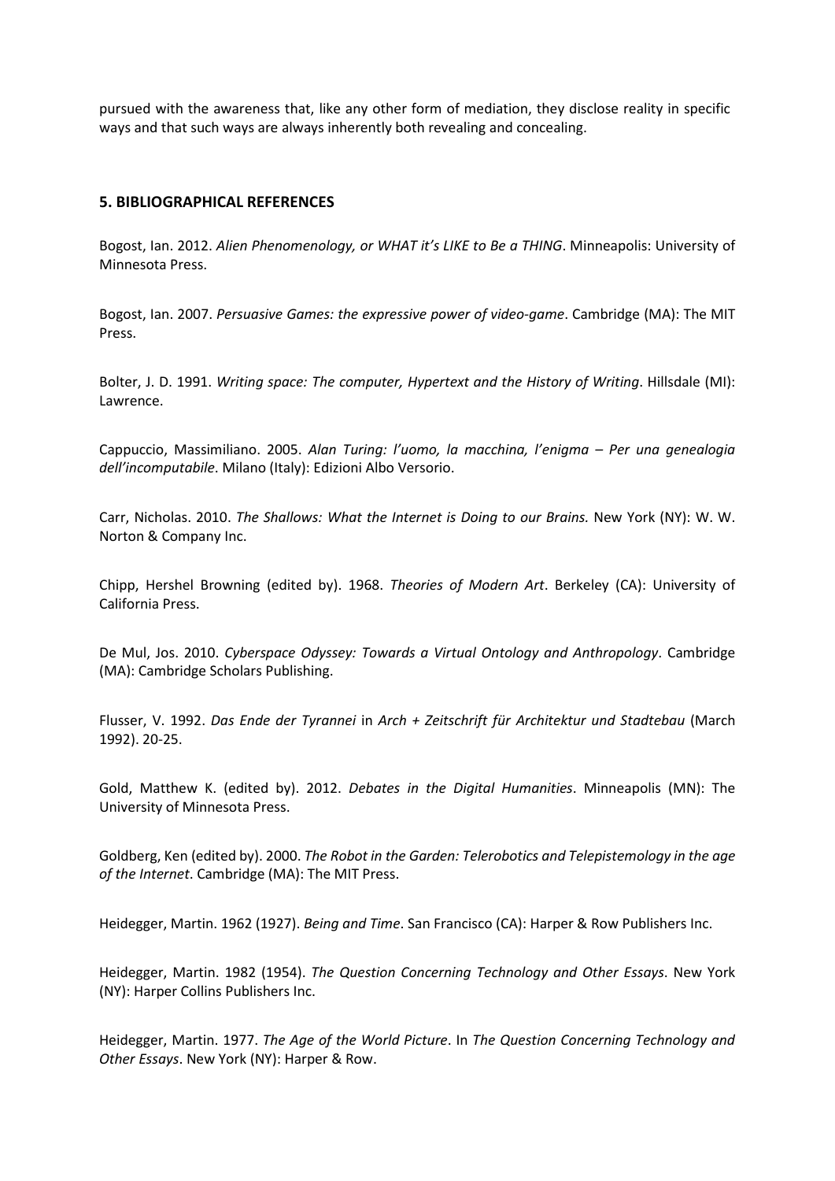pursued with the awareness that, like any other form of mediation, they disclose reality in specific ways and that such ways are always inherently both revealing and concealing.

## 5. BIBLIOGRAPHICAL REFERENCES

Bogost, Ian. 2012. *Alien Phenomenology, or WHAT it's LIKE to Be a THING*. Minneapolis: University of Minnesota Press.

Bogost, Ian. 2007. *Persuasive Games: the expressive power of video-game*. Cambridge (MA): The MIT Press.

Bolter, J. D. 1991. *Writing space: The computer, Hypertext and the History of Writing*. Hillsdale (MI): Lawrence.

Cappuccio, Massimiliano. 2005. *Alan Turing: l'uomo, la macchina, l'enigma – Per una genealogia dell'incomputabile*. Milano (Italy): Edizioni Albo Versorio.

Carr, Nicholas. 2010. *The Shallows: What the Internet is Doing to our Brains.* New York (NY): W. W. Norton & Company Inc.

Chipp, Hershel Browning (edited by). 1968. *Theories of Modern Art*. Berkeley (CA): University of California Press.

De Mul, Jos. 2010. *Cyberspace Odyssey: Towards a Virtual Ontology and Anthropology*. Cambridge (MA): Cambridge Scholars Publishing.

Flusser, V. 1992. *Das Ende der Tyrannei* in *Arch + Zeitschrift für Architektur und Stadtebau* (March 1992). 20-25.

Gold, Matthew K. (edited by). 2012. *Debates in the Digital Humanities*. Minneapolis (MN): The University of Minnesota Press.

Goldberg, Ken (edited by). 2000. *The Robot in the Garden: Telerobotics and Telepistemology in the age of the Internet*. Cambridge (MA): The MIT Press.

Heidegger, Martin. 1962 (1927). *Being and Time*. San Francisco (CA): Harper & Row Publishers Inc.

Heidegger, Martin. 1982 (1954). *The Question Concerning Technology and Other Essays*. New York (NY): Harper Collins Publishers Inc.

Heidegger, Martin. 1977. *The Age of the World Picture*. In *The Question Concerning Technology and Other Essays*. New York (NY): Harper & Row.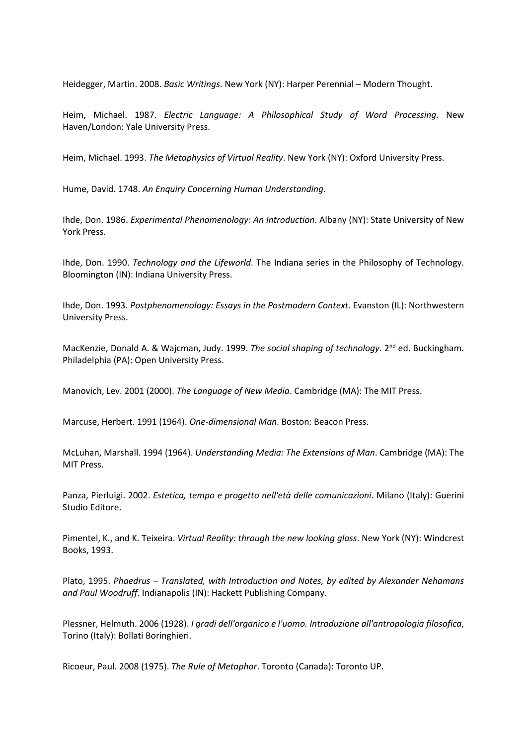Heidegger, Martin. 2008. *Basic Writings*. New York (NY): Harper Perennial – Modern Thought.

Heim, Michael. 1987. *Electric Language: A Philosophical Study of Word Processing.* New Haven/London: Yale University Press.

Heim, Michael. 1993. *The Metaphysics of Virtual Reality*. New York (NY): Oxford University Press.

Hume, David. 1748. *An Enquiry Concerning Human Understanding*.

Ihde, Don. 1986. *Experimental Phenomenology: An Introduction*. Albany (NY): State University of New York Press.

Ihde, Don. 1990. *Technology and the Lifeworld*. The Indiana series in the Philosophy of Technology. Bloomington (IN): Indiana University Press.

Ihde, Don. 1993. *Postphenomenology: Essays in the Postmodern Context*. Evanston (IL): Northwestern University Press.

MacKenzie, Donald A. & Wajcman, Judy. 1999. *The social shaping of technology*. 2nd ed. Buckingham. Philadelphia (PA): Open University Press.

Manovich, Lev. 2001 (2000). *The Language of New Media*. Cambridge (MA): The MIT Press.

Marcuse, Herbert. 1991 (1964). *One-dimensional Man*. Boston: Beacon Press.

McLuhan, Marshall. 1994 (1964). *Understanding Media: The Extensions of Man*. Cambridge (MA): The MIT Press.

Panza, Pierluigi. 2002. *Estetica, tempo e progetto nell'età delle comunicazioni*. Milano (Italy): Guerini Studio Editore.

Pimentel, K., and K. Teixeira. *Virtual Reality: through the new looking glass*. New York (NY): Windcrest Books, 1993.

Plato, 1995. *Phaedrus – Translated, with Introduction and Notes, by edited by Alexander Nehamans and Paul Woodruff*. Indianapolis (IN): Hackett Publishing Company.

Plessner, Helmuth. 2006 (1928). *I gradi dell'organico e l'uomo. Introduzione all'antropologia filosofica*, Torino (Italy): Bollati Boringhieri.

Ricoeur, Paul. 2008 (1975). *The Rule of Metaphor*. Toronto (Canada): Toronto UP.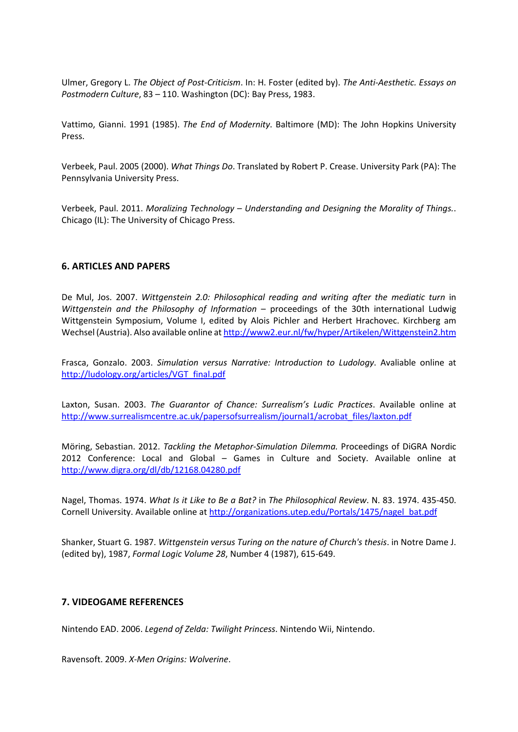Ulmer, Gregory L. *The Object of Post-Criticism*. In: H. Foster (edited by). *The Anti-Aesthetic. Essays on Postmodern Culture*, 83 – 110. Washington (DC): Bay Press, 1983.

Vattimo, Gianni. 1991 (1985). *The End of Modernity*. Baltimore (MD): The John Hopkins University Press.

Verbeek, Paul. 2005 (2000). *What Things Do*. Translated by Robert P. Crease. University Park (PA): The Pennsylvania University Press.

Verbeek, Paul. 2011. *Moralizing Technology – Understanding and Designing the Morality of Things.*. Chicago (IL): The University of Chicago Press.

## 6. ARTICLES AND PAPERS

De Mul, Jos. 2007. *Wittgenstein 2.0: Philosophical reading and writing after the mediatic turn* in *Wittgenstein and the Philosophy of Information* – proceedings of the 30th international Ludwig Wittgenstein Symposium, Volume I, edited by Alois Pichler and Herbert Hrachovec. Kirchberg am Wechsel (Austria). Also available online at http://www2.eur.nl/fw/hyper/Artikelen/Wittgenstein2.htm

Frasca, Gonzalo. 2003. *Simulation versus Narrative: Introduction to Ludology*. Avaliable online at http://ludology.org/articles/VGT_final.pdf

Laxton, Susan. 2003. *The Guarantor of Chance: Surrealism's Ludic Practices*. Available online at http://www.surrealismcentre.ac.uk/papersofsurrealism/journal1/acrobat_files/laxton.pdf

Möring, Sebastian. 2012. *Tackling the Metaphor-Simulation Dilemma.* Proceedings of DiGRA Nordic 2012 Conference: Local and Global – Games in Culture and Society. Available online at http://www.digra.org/dl/db/12168.04280.pdf

Nagel, Thomas. 1974. *What Is it Like to Be a Bat?* in *The Philosophical Review*. N. 83. 1974. 435-450. Cornell University. Available online at http://organizations.utep.edu/Portals/1475/nagel_bat.pdf

Shanker, Stuart G. 1987. *Wittgenstein versus Turing on the nature of Church's thesis*. in Notre Dame J. (edited by), 1987, *Formal Logic Volume 28*, Number 4 (1987), 615-649.

## 7. VIDEOGAME REFERENCES

Nintendo EAD. 2006. *Legend of Zelda: Twilight Princess*. Nintendo Wii, Nintendo.

Ravensoft. 2009. *X-Men Origins: Wolverine*.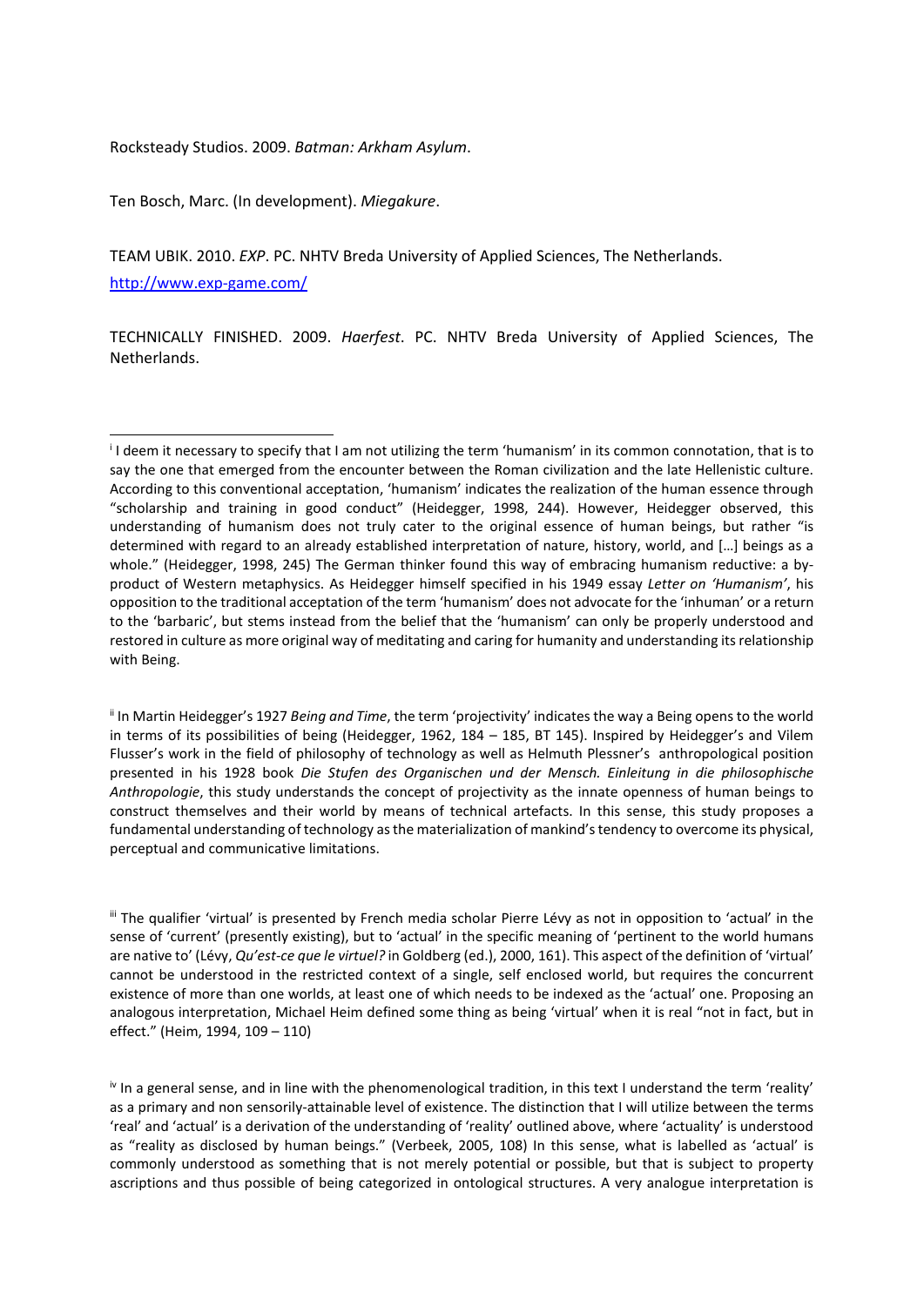Rocksteady Studios. 2009. *Batman: Arkham Asylum*.

Ten Bosch, Marc. (In development). *Miegakure*.

TEAM UBIK. 2010. *EXP*. PC. NHTV Breda University of Applied Sciences, The Netherlands. http://www.exp-game.com/

TECHNICALLY FINISHED. 2009. *Haerfest*. PC. NHTV Breda University of Applied Sciences, The Netherlands.

---

[i] I deem it necessary to specify that I am not utilizing the term 'humanism' in its common connotation, that is to say the one that emerged from the encounter between the Roman civilization and the late Hellenistic culture. According to this conventional acceptation, 'humanism' indicates the realization of the human essence through "scholarship and training in good conduct" (Heidegger, 1998, 244). However, Heidegger observed, this understanding of humanism does not truly cater to the original essence of human beings, but rather "is determined with regard to an already established interpretation of nature, history, world, and […] beings as a whole." (Heidegger, 1998, 245) The German thinker found this way of embracing humanism reductive: a by-product of Western metaphysics. As Heidegger himself specified in his 1949 essay *Letter on 'Humanism'*, his opposition to the traditional acceptation of the term 'humanism' does not advocate for the 'inhuman' or a return to the 'barbaric', but stems instead from the belief that the 'humanism' can only be properly understood and restored in culture as more original way of meditating and caring for humanity and understanding its relationship with Being.

[ii] In Martin Heidegger's 1927 *Being and Time*, the term 'projectivity' indicates the way a Being opens to the world in terms of its possibilities of being (Heidegger, 1962, 184 – 185, BT 145). Inspired by Heidegger's and Vilem Flusser's work in the field of philosophy of technology as well as Helmuth Plessner's anthropological position presented in his 1928 book *Die Stufen des Organischen und der Mensch. Einleitung in die philosophische Anthropologie*, this study understands the concept of projectivity as the innate openness of human beings to construct themselves and their world by means of technical artefacts. In this sense, this study proposes a fundamental understanding of technology as the materialization of mankind's tendency to overcome its physical, perceptual and communicative limitations.

[iii] The qualifier 'virtual' is presented by French media scholar Pierre Lévy as not in opposition to 'actual' in the sense of 'current' (presently existing), but to 'actual' in the specific meaning of 'pertinent to the world humans are native to' (Lévy, *Qu'est-ce que le virtuel?* in Goldberg (ed.), 2000, 161). This aspect of the definition of 'virtual' cannot be understood in the restricted context of a single, self enclosed world, but requires the concurrent existence of more than one worlds, at least one of which needs to be indexed as the 'actual' one. Proposing an analogous interpretation, Michael Heim defined some thing as being 'virtual' when it is real "not in fact, but in effect." (Heim, 1994, 109 – 110)

[iv] In a general sense, and in line with the phenomenological tradition, in this text I understand the term 'reality' as a primary and non sensorily-attainable level of existence. The distinction that I will utilize between the terms 'real' and 'actual' is a derivation of the understanding of 'reality' outlined above, where 'actuality' is understood as "reality as disclosed by human beings." (Verbeek, 2005, 108) In this sense, what is labelled as 'actual' is commonly understood as something that is not merely potential or possible, but that is subject to property ascriptions and thus possible of being categorized in ontological structures. A very analogue interpretation is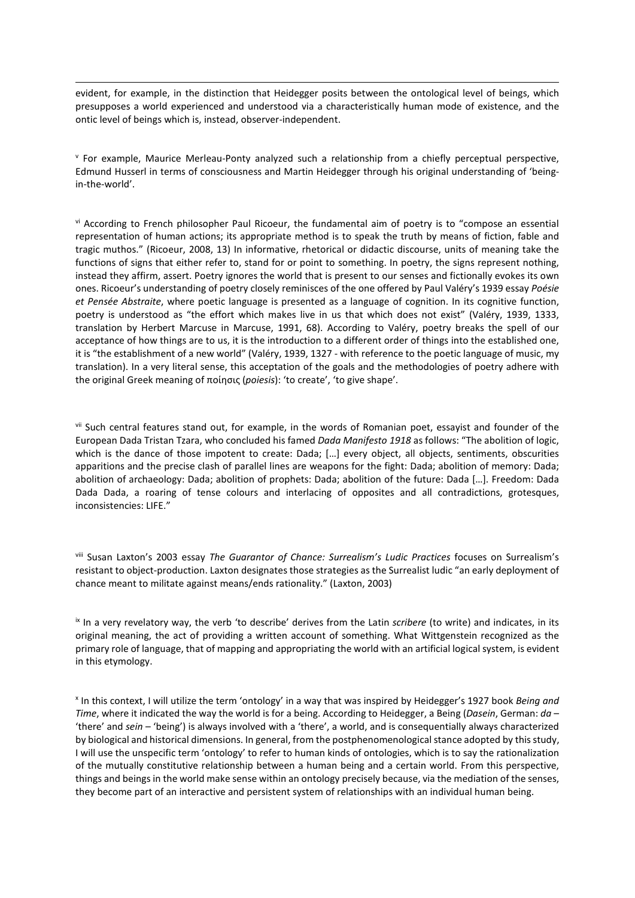evident, for example, in the distinction that Heidegger posits between the ontological level of beings, which presupposes a world experienced and understood via a characteristically human mode of existence, and the ontic level of beings which is, instead, observer-independent.

[v] For example, Maurice Merleau-Ponty analyzed such a relationship from a chiefly perceptual perspective, Edmund Husserl in terms of consciousness and Martin Heidegger through his original understanding of 'being-in-the-world'.

[vi] According to French philosopher Paul Ricoeur, the fundamental aim of poetry is to "compose an essential representation of human actions; its appropriate method is to speak the truth by means of fiction, fable and tragic muthos." (Ricoeur, 2008, 13) In informative, rhetorical or didactic discourse, units of meaning take the functions of signs that either refer to, stand for or point to something. In poetry, the signs represent nothing, instead they affirm, assert. Poetry ignores the world that is present to our senses and fictionally evokes its own ones. Ricoeur's understanding of poetry closely reminisces of the one offered by Paul Valéry's 1939 essay *Poésie et Pensée Abstraite*, where poetic language is presented as a language of cognition. In its cognitive function, poetry is understood as "the effort which makes live in us that which does not exist" (Valéry, 1939, 1333, translation by Herbert Marcuse in Marcuse, 1991, 68). According to Valéry, poetry breaks the spell of our acceptance of how things are to us, it is the introduction to a different order of things into the established one, it is "the establishment of a new world" (Valéry, 1939, 1327 - with reference to the poetic language of music, my translation). In a very literal sense, this acceptation of the goals and the methodologies of poetry adhere with the original Greek meaning of ποίησις (*poiesis*): 'to create', 'to give shape'.

[vii] Such central features stand out, for example, in the words of Romanian poet, essayist and founder of the European Dada Tristan Tzara, who concluded his famed *Dada Manifesto 1918* as follows: "The abolition of logic, which is the dance of those impotent to create: Dada; […] every object, all objects, sentiments, obscurities apparitions and the precise clash of parallel lines are weapons for the fight: Dada; abolition of memory: Dada; abolition of archaeology: Dada; abolition of prophets: Dada; abolition of the future: Dada […]. Freedom: Dada Dada Dada, a roaring of tense colours and interlacing of opposites and all contradictions, grotesques, inconsistencies: LIFE."

[viii] Susan Laxton's 2003 essay *The Guarantor of Chance: Surrealism's Ludic Practices* focuses on Surrealism's resistant to object-production. Laxton designates those strategies as the Surrealist ludic "an early deployment of chance meant to militate against means/ends rationality." (Laxton, 2003)

[ix] In a very revelatory way, the verb 'to describe' derives from the Latin *scribere* (to write) and indicates, in its original meaning, the act of providing a written account of something. What Wittgenstein recognized as the primary role of language, that of mapping and appropriating the world with an artificial logical system, is evident in this etymology.

[x] In this context, I will utilize the term 'ontology' in a way that was inspired by Heidegger's 1927 book *Being and Time*, where it indicated the way the world is for a being. According to Heidegger, a Being (*Dasein*, German: *da* – 'there' and *sein* – 'being') is always involved with a 'there', a world, and is consequentially always characterized by biological and historical dimensions. In general, from the postphenomenological stance adopted by this study, I will use the unspecific term 'ontology' to refer to human kinds of ontologies, which is to say the rationalization of the mutually constitutive relationship between a human being and a certain world. From this perspective, things and beings in the world make sense within an ontology precisely because, via the mediation of the senses, they become part of an interactive and persistent system of relationships with an individual human being.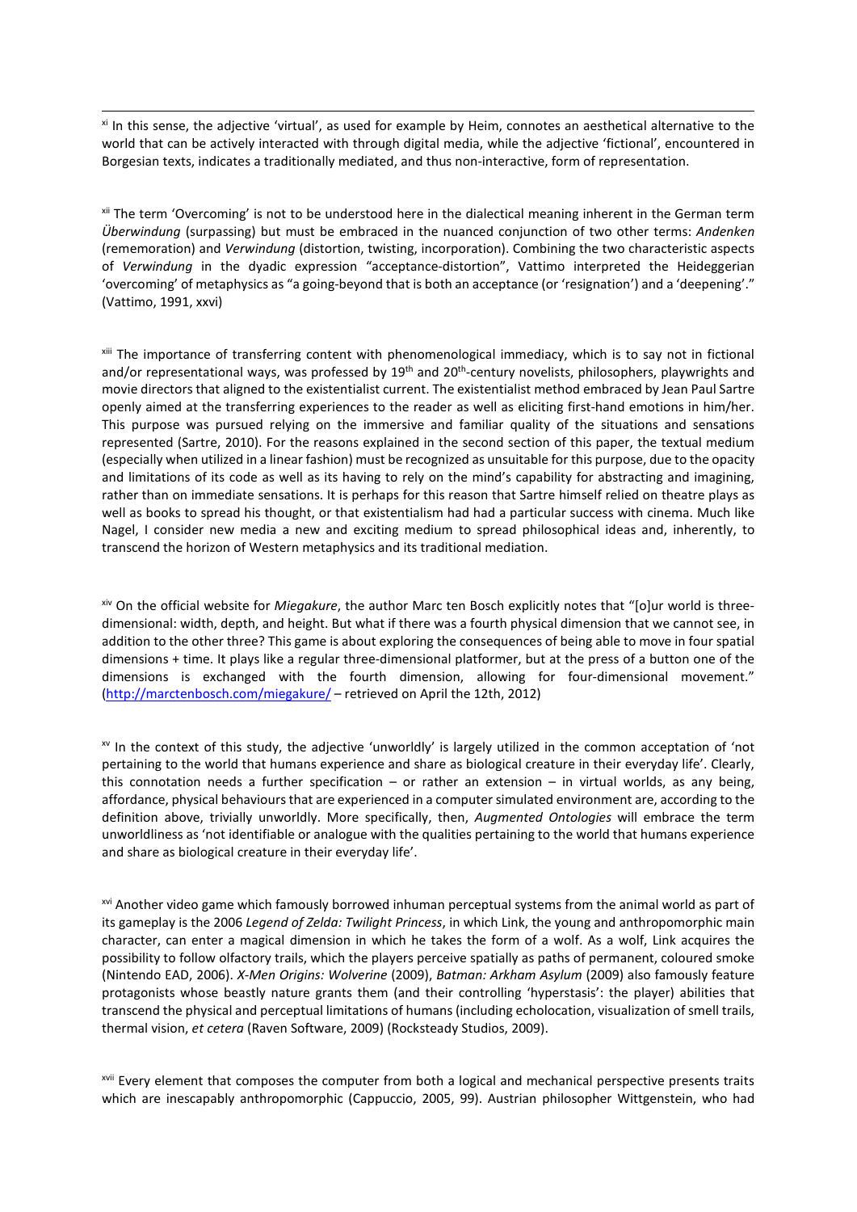[xi] In this sense, the adjective 'virtual', as used for example by Heim, connotes an aesthetical alternative to the world that can be actively interacted with through digital media, while the adjective 'fictional', encountered in Borgesian texts, indicates a traditionally mediated, and thus non-interactive, form of representation.

[xii] The term 'Overcoming' is not to be understood here in the dialectical meaning inherent in the German term *Überwindung* (surpassing) but must be embraced in the nuanced conjunction of two other terms: *Andenken* (rememoration) and *Verwindung* (distortion, twisting, incorporation). Combining the two characteristic aspects of *Verwindung* in the dyadic expression "acceptance-distortion", Vattimo interpreted the Heideggerian 'overcoming' of metaphysics as "a going-beyond that is both an acceptance (or 'resignation') and a 'deepening'." (Vattimo, 1991, xxvi)

[xiii] The importance of transferring content with phenomenological immediacy, which is to say not in fictional and/or representational ways, was professed by 19th and 20th-century novelists, philosophers, playwrights and movie directors that aligned to the existentialist current. The existentialist method embraced by Jean Paul Sartre openly aimed at the transferring experiences to the reader as well as eliciting first-hand emotions in him/her. This purpose was pursued relying on the immersive and familiar quality of the situations and sensations represented (Sartre, 2010). For the reasons explained in the second section of this paper, the textual medium (especially when utilized in a linear fashion) must be recognized as unsuitable for this purpose, due to the opacity and limitations of its code as well as its having to rely on the mind's capability for abstracting and imagining, rather than on immediate sensations. It is perhaps for this reason that Sartre himself relied on theatre plays as well as books to spread his thought, or that existentialism had had a particular success with cinema. Much like Nagel, I consider new media a new and exciting medium to spread philosophical ideas and, inherently, to transcend the horizon of Western metaphysics and its traditional mediation.

[xiv] On the official website for *Miegakure*, the author Marc ten Bosch explicitly notes that "[o]ur world is three-dimensional: width, depth, and height. But what if there was a fourth physical dimension that we cannot see, in addition to the other three? This game is about exploring the consequences of being able to move in four spatial dimensions + time. It plays like a regular three-dimensional platformer, but at the press of a button one of the dimensions is exchanged with the fourth dimension, allowing for four-dimensional movement." (http://marctenbosch.com/miegakure/ – retrieved on April the 12th, 2012)

[xv] In the context of this study, the adjective 'unworldly' is largely utilized in the common acceptation of 'not pertaining to the world that humans experience and share as biological creature in their everyday life'. Clearly, this connotation needs a further specification – or rather an extension – in virtual worlds, as any being, affordance, physical behaviours that are experienced in a computer simulated environment are, according to the definition above, trivially unworldly. More specifically, then, *Augmented Ontologies* will embrace the term unworldliness as 'not identifiable or analogue with the qualities pertaining to the world that humans experience and share as biological creature in their everyday life'.

[xvi] Another video game which famously borrowed inhuman perceptual systems from the animal world as part of its gameplay is the 2006 *Legend of Zelda: Twilight Princess*, in which Link, the young and anthropomorphic main character, can enter a magical dimension in which he takes the form of a wolf. As a wolf, Link acquires the possibility to follow olfactory trails, which the players perceive spatially as paths of permanent, coloured smoke (Nintendo EAD, 2006). *X-Men Origins: Wolverine* (2009), *Batman: Arkham Asylum* (2009) also famously feature protagonists whose beastly nature grants them (and their controlling 'hyperstasis': the player) abilities that transcend the physical and perceptual limitations of humans (including echolocation, visualization of smell trails, thermal vision, *et cetera* (Raven Software, 2009) (Rocksteady Studios, 2009).

[xvii] Every element that composes the computer from both a logical and mechanical perspective presents traits which are inescapably anthropomorphic (Cappuccio, 2005, 99). Austrian philosopher Wittgenstein, who had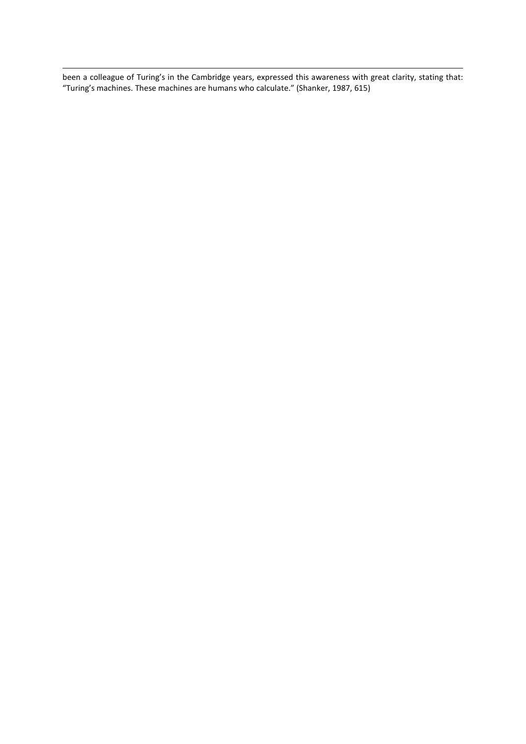been a colleague of Turing's in the Cambridge years, expressed this awareness with great clarity, stating that: "Turing's machines. These machines are humans who calculate." (Shanker, 1987, 615)